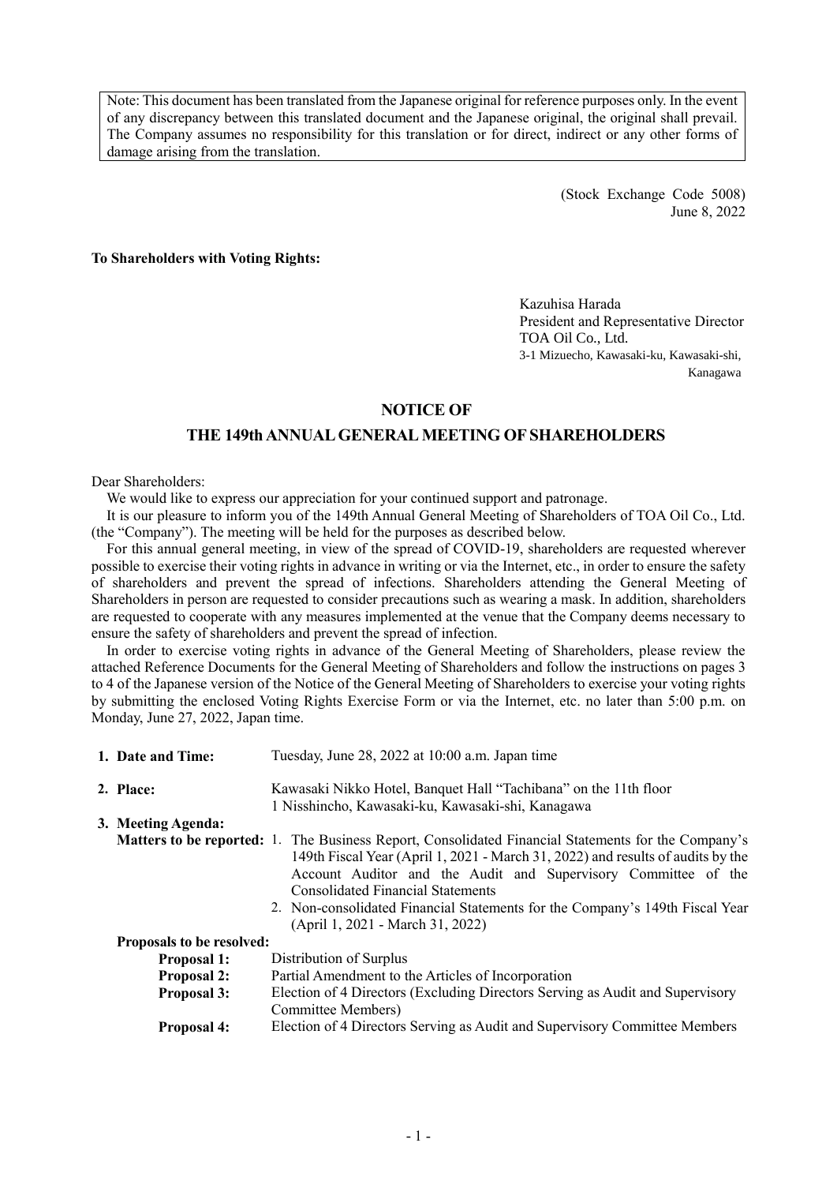Note: This document has been translated from the Japanese original for reference purposes only. In the event of any discrepancy between this translated document and the Japanese original, the original shall prevail. The Company assumes no responsibility for this translation or for direct, indirect or any other forms of damage arising from the translation.

(Stock Exchange Code 5008)
June 8, 2022

**To Shareholders with Voting Rights:**

Kazuhisa Harada
President and Representative Director
TOA Oil Co., Ltd.
3-1 Mizuecho, Kawasaki-ku, Kawasaki-shi, Kanagawa

# NOTICE OF
# THE 149th ANNUAL GENERAL MEETING OF SHAREHOLDERS

Dear Shareholders:

We would like to express our appreciation for your continued support and patronage.

It is our pleasure to inform you of the 149th Annual General Meeting of Shareholders of TOA Oil Co., Ltd. (the "Company"). The meeting will be held for the purposes as described below.

For this annual general meeting, in view of the spread of COVID-19, shareholders are requested wherever possible to exercise their voting rights in advance in writing or via the Internet, etc., in order to ensure the safety of shareholders and prevent the spread of infections. Shareholders attending the General Meeting of Shareholders in person are requested to consider precautions such as wearing a mask. In addition, shareholders are requested to cooperate with any measures implemented at the venue that the Company deems necessary to ensure the safety of shareholders and prevent the spread of infection.

In order to exercise voting rights in advance of the General Meeting of Shareholders, please review the attached Reference Documents for the General Meeting of Shareholders and follow the instructions on pages 3 to 4 of the Japanese version of the Notice of the General Meeting of Shareholders to exercise your voting rights by submitting the enclosed Voting Rights Exercise Form or via the Internet, etc. no later than 5:00 p.m. on Monday, June 27, 2022, Japan time.

**1. Date and Time:** Tuesday, June 28, 2022 at 10:00 a.m. Japan time

**2. Place:** Kawasaki Nikko Hotel, Banquet Hall "Tachibana" on the 11th floor
1 Nisshincho, Kawasaki-ku, Kawasaki-shi, Kanagawa

**3. Meeting Agenda:**

**Matters to be reported:**

1. The Business Report, Consolidated Financial Statements for the Company's 149th Fiscal Year (April 1, 2021 - March 31, 2022) and results of audits by the Account Auditor and the Audit and Supervisory Committee of the Consolidated Financial Statements
2. Non-consolidated Financial Statements for the Company's 149th Fiscal Year (April 1, 2021 - March 31, 2022)

**Proposals to be resolved:**

**Proposal 1:** Distribution of Surplus

**Proposal 2:** Partial Amendment to the Articles of Incorporation

**Proposal 3:** Election of 4 Directors (Excluding Directors Serving as Audit and Supervisory Committee Members)

**Proposal 4:** Election of 4 Directors Serving as Audit and Supervisory Committee Members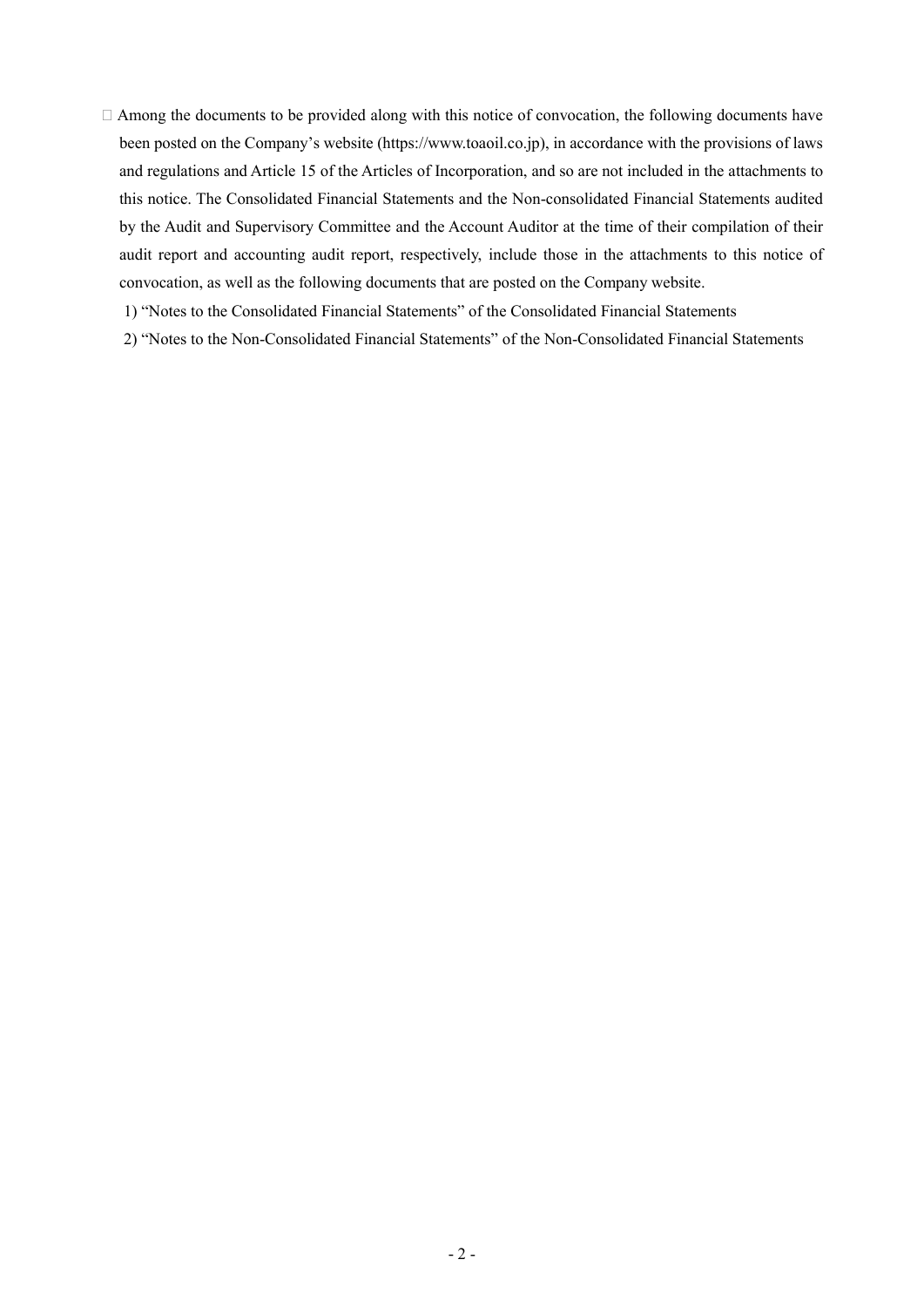Among the documents to be provided along with this notice of convocation, the following documents have been posted on the Company's website (https://www.toaoil.co.jp), in accordance with the provisions of laws and regulations and Article 15 of the Articles of Incorporation, and so are not included in the attachments to this notice. The Consolidated Financial Statements and the Non-consolidated Financial Statements audited by the Audit and Supervisory Committee and the Account Auditor at the time of their compilation of their audit report and accounting audit report, respectively, include those in the attachments to this notice of convocation, as well as the following documents that are posted on the Company website.

1) "Notes to the Consolidated Financial Statements" of the Consolidated Financial Statements

2) "Notes to the Non-Consolidated Financial Statements" of the Non-Consolidated Financial Statements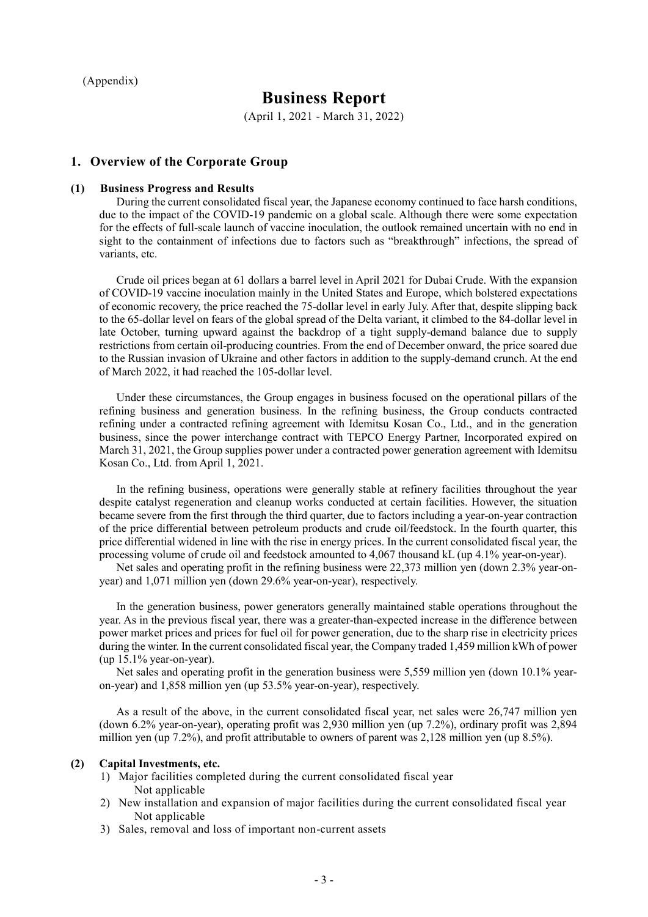(Appendix)

# Business Report

(April 1, 2021 - March 31, 2022)

## 1. Overview of the Corporate Group

### (1) Business Progress and Results

During the current consolidated fiscal year, the Japanese economy continued to face harsh conditions, due to the impact of the COVID-19 pandemic on a global scale. Although there were some expectation for the effects of full-scale launch of vaccine inoculation, the outlook remained uncertain with no end in sight to the containment of infections due to factors such as "breakthrough" infections, the spread of variants, etc.

Crude oil prices began at 61 dollars a barrel level in April 2021 for Dubai Crude. With the expansion of COVID-19 vaccine inoculation mainly in the United States and Europe, which bolstered expectations of economic recovery, the price reached the 75-dollar level in early July. After that, despite slipping back to the 65-dollar level on fears of the global spread of the Delta variant, it climbed to the 84-dollar level in late October, turning upward against the backdrop of a tight supply-demand balance due to supply restrictions from certain oil-producing countries. From the end of December onward, the price soared due to the Russian invasion of Ukraine and other factors in addition to the supply-demand crunch. At the end of March 2022, it had reached the 105-dollar level.

Under these circumstances, the Group engages in business focused on the operational pillars of the refining business and generation business. In the refining business, the Group conducts contracted refining under a contracted refining agreement with Idemitsu Kosan Co., Ltd., and in the generation business, since the power interchange contract with TEPCO Energy Partner, Incorporated expired on March 31, 2021, the Group supplies power under a contracted power generation agreement with Idemitsu Kosan Co., Ltd. from April 1, 2021.

In the refining business, operations were generally stable at refinery facilities throughout the year despite catalyst regeneration and cleanup works conducted at certain facilities. However, the situation became severe from the first through the third quarter, due to factors including a year-on-year contraction of the price differential between petroleum products and crude oil/feedstock. In the fourth quarter, this price differential widened in line with the rise in energy prices. In the current consolidated fiscal year, the processing volume of crude oil and feedstock amounted to 4,067 thousand kL (up 4.1% year-on-year).

Net sales and operating profit in the refining business were 22,373 million yen (down 2.3% year-on-year) and 1,071 million yen (down 29.6% year-on-year), respectively.

In the generation business, power generators generally maintained stable operations throughout the year. As in the previous fiscal year, there was a greater-than-expected increase in the difference between power market prices and prices for fuel oil for power generation, due to the sharp rise in electricity prices during the winter. In the current consolidated fiscal year, the Company traded 1,459 million kWh of power (up 15.1% year-on-year).

Net sales and operating profit in the generation business were 5,559 million yen (down 10.1% year-on-year) and 1,858 million yen (up 53.5% year-on-year), respectively.

As a result of the above, in the current consolidated fiscal year, net sales were 26,747 million yen (down 6.2% year-on-year), operating profit was 2,930 million yen (up 7.2%), ordinary profit was 2,894 million yen (up 7.2%), and profit attributable to owners of parent was 2,128 million yen (up 8.5%).

### (2) Capital Investments, etc.

1) Major facilities completed during the current consolidated fiscal year
   Not applicable
2) New installation and expansion of major facilities during the current consolidated fiscal year
   Not applicable
3) Sales, removal and loss of important non-current assets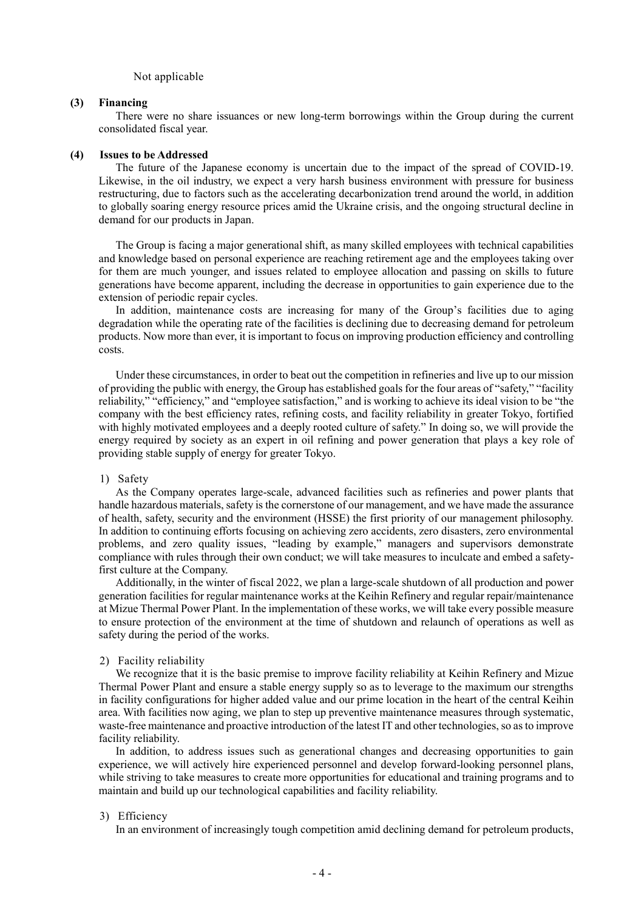Not applicable

### (3) Financing

There were no share issuances or new long-term borrowings within the Group during the current consolidated fiscal year.

### (4) Issues to be Addressed

The future of the Japanese economy is uncertain due to the impact of the spread of COVID-19. Likewise, in the oil industry, we expect a very harsh business environment with pressure for business restructuring, due to factors such as the accelerating decarbonization trend around the world, in addition to globally soaring energy resource prices amid the Ukraine crisis, and the ongoing structural decline in demand for our products in Japan.

The Group is facing a major generational shift, as many skilled employees with technical capabilities and knowledge based on personal experience are reaching retirement age and the employees taking over for them are much younger, and issues related to employee allocation and passing on skills to future generations have become apparent, including the decrease in opportunities to gain experience due to the extension of periodic repair cycles.

In addition, maintenance costs are increasing for many of the Group's facilities due to aging degradation while the operating rate of the facilities is declining due to decreasing demand for petroleum products. Now more than ever, it is important to focus on improving production efficiency and controlling costs.

Under these circumstances, in order to beat out the competition in refineries and live up to our mission of providing the public with energy, the Group has established goals for the four areas of "safety," "facility reliability," "efficiency," and "employee satisfaction," and is working to achieve its ideal vision to be "the company with the best efficiency rates, refining costs, and facility reliability in greater Tokyo, fortified with highly motivated employees and a deeply rooted culture of safety." In doing so, we will provide the energy required by society as an expert in oil refining and power generation that plays a key role of providing stable supply of energy for greater Tokyo.

1) Safety

As the Company operates large-scale, advanced facilities such as refineries and power plants that handle hazardous materials, safety is the cornerstone of our management, and we have made the assurance of health, safety, security and the environment (HSSE) the first priority of our management philosophy. In addition to continuing efforts focusing on achieving zero accidents, zero disasters, zero environmental problems, and zero quality issues, "leading by example," managers and supervisors demonstrate compliance with rules through their own conduct; we will take measures to inculcate and embed a safety-first culture at the Company.

Additionally, in the winter of fiscal 2022, we plan a large-scale shutdown of all production and power generation facilities for regular maintenance works at the Keihin Refinery and regular repair/maintenance at Mizue Thermal Power Plant. In the implementation of these works, we will take every possible measure to ensure protection of the environment at the time of shutdown and relaunch of operations as well as safety during the period of the works.

2) Facility reliability

We recognize that it is the basic premise to improve facility reliability at Keihin Refinery and Mizue Thermal Power Plant and ensure a stable energy supply so as to leverage to the maximum our strengths in facility configurations for higher added value and our prime location in the heart of the central Keihin area. With facilities now aging, we plan to step up preventive maintenance measures through systematic, waste-free maintenance and proactive introduction of the latest IT and other technologies, so as to improve facility reliability.

In addition, to address issues such as generational changes and decreasing opportunities to gain experience, we will actively hire experienced personnel and develop forward-looking personnel plans, while striving to take measures to create more opportunities for educational and training programs and to maintain and build up our technological capabilities and facility reliability.

3) Efficiency

In an environment of increasingly tough competition amid declining demand for petroleum products,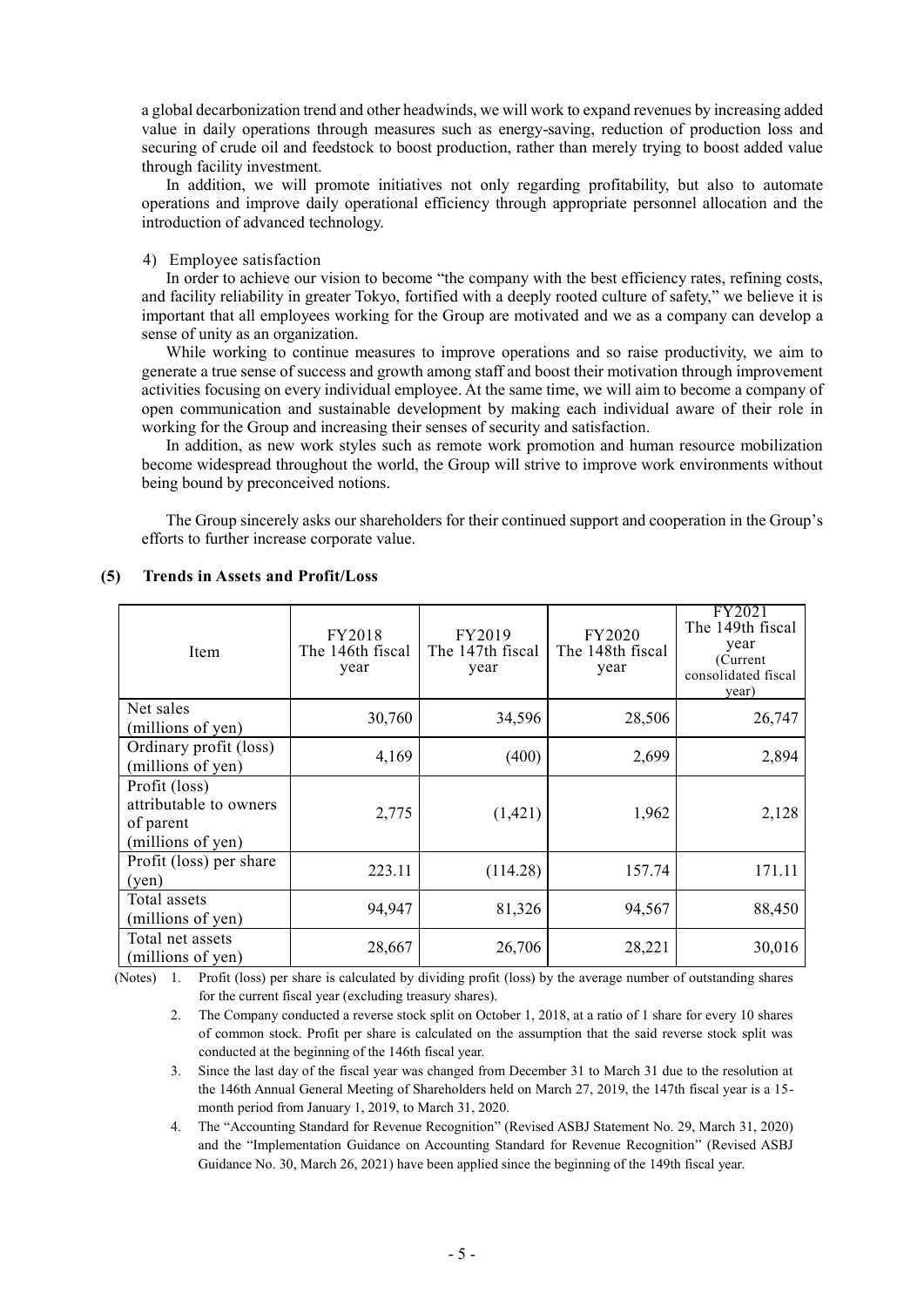a global decarbonization trend and other headwinds, we will work to expand revenues by increasing added value in daily operations through measures such as energy-saving, reduction of production loss and securing of crude oil and feedstock to boost production, rather than merely trying to boost added value through facility investment.

In addition, we will promote initiatives not only regarding profitability, but also to automate operations and improve daily operational efficiency through appropriate personnel allocation and the introduction of advanced technology.

4) Employee satisfaction

In order to achieve our vision to become "the company with the best efficiency rates, refining costs, and facility reliability in greater Tokyo, fortified with a deeply rooted culture of safety," we believe it is important that all employees working for the Group are motivated and we as a company can develop a sense of unity as an organization.

While working to continue measures to improve operations and so raise productivity, we aim to generate a true sense of success and growth among staff and boost their motivation through improvement activities focusing on every individual employee. At the same time, we will aim to become a company of open communication and sustainable development by making each individual aware of their role in working for the Group and increasing their senses of security and satisfaction.

In addition, as new work styles such as remote work promotion and human resource mobilization become widespread throughout the world, the Group will strive to improve work environments without being bound by preconceived notions.

The Group sincerely asks our shareholders for their continued support and cooperation in the Group's efforts to further increase corporate value.

### (5) Trends in Assets and Profit/Loss

| Item | FY2018 The 146th fiscal year | FY2019 The 147th fiscal year | FY2020 The 148th fiscal year | FY2021 The 149th fiscal year (Current consolidated fiscal year) |
|---|---|---|---|---|
| Net sales (millions of yen) | 30,760 | 34,596 | 28,506 | 26,747 |
| Ordinary profit (loss) (millions of yen) | 4,169 | (400) | 2,699 | 2,894 |
| Profit (loss) attributable to owners of parent (millions of yen) | 2,775 | (1,421) | 1,962 | 2,128 |
| Profit (loss) per share (yen) | 223.11 | (114.28) | 157.74 | 171.11 |
| Total assets (millions of yen) | 94,947 | 81,326 | 94,567 | 88,450 |
| Total net assets (millions of yen) | 28,667 | 26,706 | 28,221 | 30,016 |

(Notes) 1. Profit (loss) per share is calculated by dividing profit (loss) by the average number of outstanding shares for the current fiscal year (excluding treasury shares).

2. The Company conducted a reverse stock split on October 1, 2018, at a ratio of 1 share for every 10 shares of common stock. Profit per share is calculated on the assumption that the said reverse stock split was conducted at the beginning of the 146th fiscal year.

3. Since the last day of the fiscal year was changed from December 31 to March 31 due to the resolution at the 146th Annual General Meeting of Shareholders held on March 27, 2019, the 147th fiscal year is a 15-month period from January 1, 2019, to March 31, 2020.

4. The "Accounting Standard for Revenue Recognition" (Revised ASBJ Statement No. 29, March 31, 2020) and the "Implementation Guidance on Accounting Standard for Revenue Recognition" (Revised ASBJ Guidance No. 30, March 26, 2021) have been applied since the beginning of the 149th fiscal year.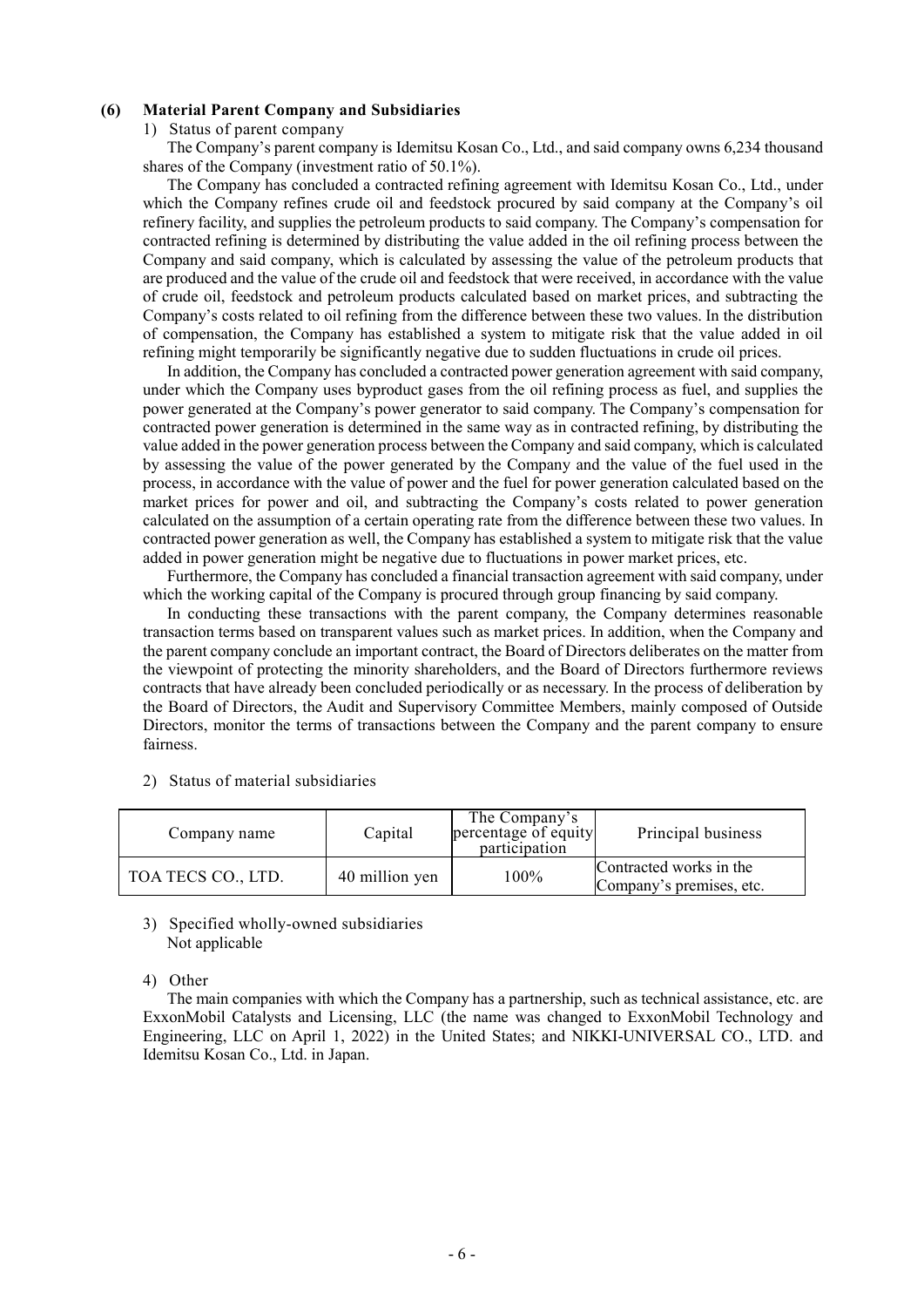### (6) Material Parent Company and Subsidiaries

1) Status of parent company

The Company's parent company is Idemitsu Kosan Co., Ltd., and said company owns 6,234 thousand shares of the Company (investment ratio of 50.1%).

The Company has concluded a contracted refining agreement with Idemitsu Kosan Co., Ltd., under which the Company refines crude oil and feedstock procured by said company at the Company's oil refinery facility, and supplies the petroleum products to said company. The Company's compensation for contracted refining is determined by distributing the value added in the oil refining process between the Company and said company, which is calculated by assessing the value of the petroleum products that are produced and the value of the crude oil and feedstock that were received, in accordance with the value of crude oil, feedstock and petroleum products calculated based on market prices, and subtracting the Company's costs related to oil refining from the difference between these two values. In the distribution of compensation, the Company has established a system to mitigate risk that the value added in oil refining might temporarily be significantly negative due to sudden fluctuations in crude oil prices.

In addition, the Company has concluded a contracted power generation agreement with said company, under which the Company uses byproduct gases from the oil refining process as fuel, and supplies the power generated at the Company's power generator to said company. The Company's compensation for contracted power generation is determined in the same way as in contracted refining, by distributing the value added in the power generation process between the Company and said company, which is calculated by assessing the value of the power generated by the Company and the value of the fuel used in the process, in accordance with the value of power and the fuel for power generation calculated based on the market prices for power and oil, and subtracting the Company's costs related to power generation calculated on the assumption of a certain operating rate from the difference between these two values. In contracted power generation as well, the Company has established a system to mitigate risk that the value added in power generation might be negative due to fluctuations in power market prices, etc.

Furthermore, the Company has concluded a financial transaction agreement with said company, under which the working capital of the Company is procured through group financing by said company.

In conducting these transactions with the parent company, the Company determines reasonable transaction terms based on transparent values such as market prices. In addition, when the Company and the parent company conclude an important contract, the Board of Directors deliberates on the matter from the viewpoint of protecting the minority shareholders, and the Board of Directors furthermore reviews contracts that have already been concluded periodically or as necessary. In the process of deliberation by the Board of Directors, the Audit and Supervisory Committee Members, mainly composed of Outside Directors, monitor the terms of transactions between the Company and the parent company to ensure fairness.

2) Status of material subsidiaries

| Company name | Capital | The Company's percentage of equity participation | Principal business |
|---|---|---|---|
| TOA TECS CO., LTD. | 40 million yen | 100% | Contracted works in the Company's premises, etc. |

3) Specified wholly-owned subsidiaries

Not applicable

4) Other

The main companies with which the Company has a partnership, such as technical assistance, etc. are ExxonMobil Catalysts and Licensing, LLC (the name was changed to ExxonMobil Technology and Engineering, LLC on April 1, 2022) in the United States; and NIKKI-UNIVERSAL CO., LTD. and Idemitsu Kosan Co., Ltd. in Japan.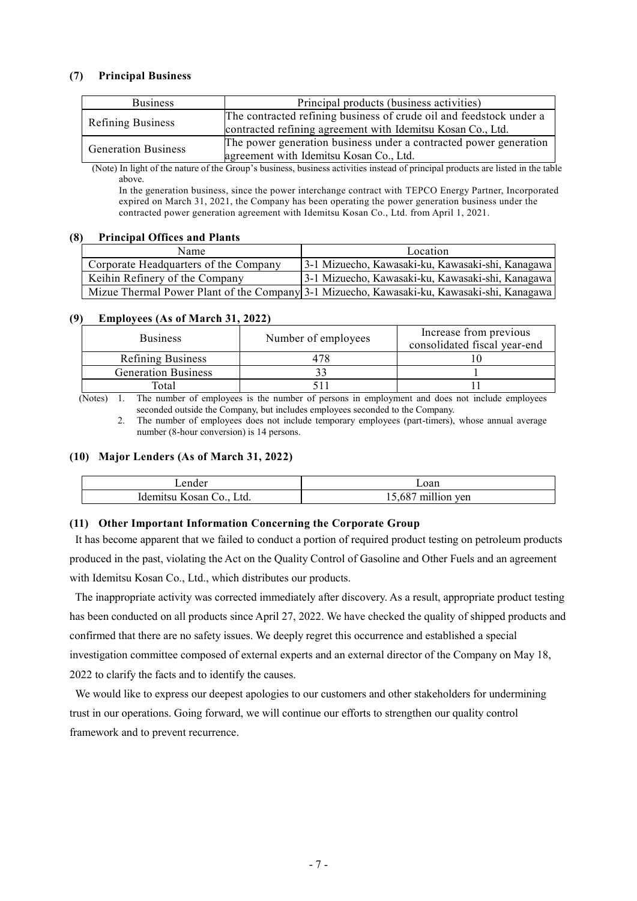### (7) Principal Business

| Business | Principal products (business activities) |
|---|---|
| Refining Business | The contracted refining business of crude oil and feedstock under a contracted refining agreement with Idemitsu Kosan Co., Ltd. |
| Generation Business | The power generation business under a contracted power generation agreement with Idemitsu Kosan Co., Ltd. |

(Note) In light of the nature of the Group's business, business activities instead of principal products are listed in the table above.

In the generation business, since the power interchange contract with TEPCO Energy Partner, Incorporated expired on March 31, 2021, the Company has been operating the power generation business under the contracted power generation agreement with Idemitsu Kosan Co., Ltd. from April 1, 2021.

### (8) Principal Offices and Plants

| Name | Location |
|---|---|
| Corporate Headquarters of the Company | 3-1 Mizuecho, Kawasaki-ku, Kawasaki-shi, Kanagawa |
| Keihin Refinery of the Company | 3-1 Mizuecho, Kawasaki-ku, Kawasaki-shi, Kanagawa |
| Mizue Thermal Power Plant of the Company | 3-1 Mizuecho, Kawasaki-ku, Kawasaki-shi, Kanagawa |

### (9) Employees (As of March 31, 2022)

| Business | Number of employees | Increase from previous consolidated fiscal year-end |
|---|---|---|
| Refining Business | 478 | 10 |
| Generation Business | 33 | 1 |
| Total | 511 | 11 |

(Notes) 1. The number of employees is the number of persons in employment and does not include employees seconded outside the Company, but includes employees seconded to the Company.

2. The number of employees does not include temporary employees (part-timers), whose annual average number (8-hour conversion) is 14 persons.

### (10) Major Lenders (As of March 31, 2022)

| Lender | Loan |
|---|---|
| Idemitsu Kosan Co., Ltd. | 15,687 million yen |

### (11) Other Important Information Concerning the Corporate Group

It has become apparent that we failed to conduct a portion of required product testing on petroleum products produced in the past, violating the Act on the Quality Control of Gasoline and Other Fuels and an agreement with Idemitsu Kosan Co., Ltd., which distributes our products.

The inappropriate activity was corrected immediately after discovery. As a result, appropriate product testing has been conducted on all products since April 27, 2022. We have checked the quality of shipped products and confirmed that there are no safety issues. We deeply regret this occurrence and established a special investigation committee composed of external experts and an external director of the Company on May 18, 2022 to clarify the facts and to identify the causes.

We would like to express our deepest apologies to our customers and other stakeholders for undermining trust in our operations. Going forward, we will continue our efforts to strengthen our quality control framework and to prevent recurrence.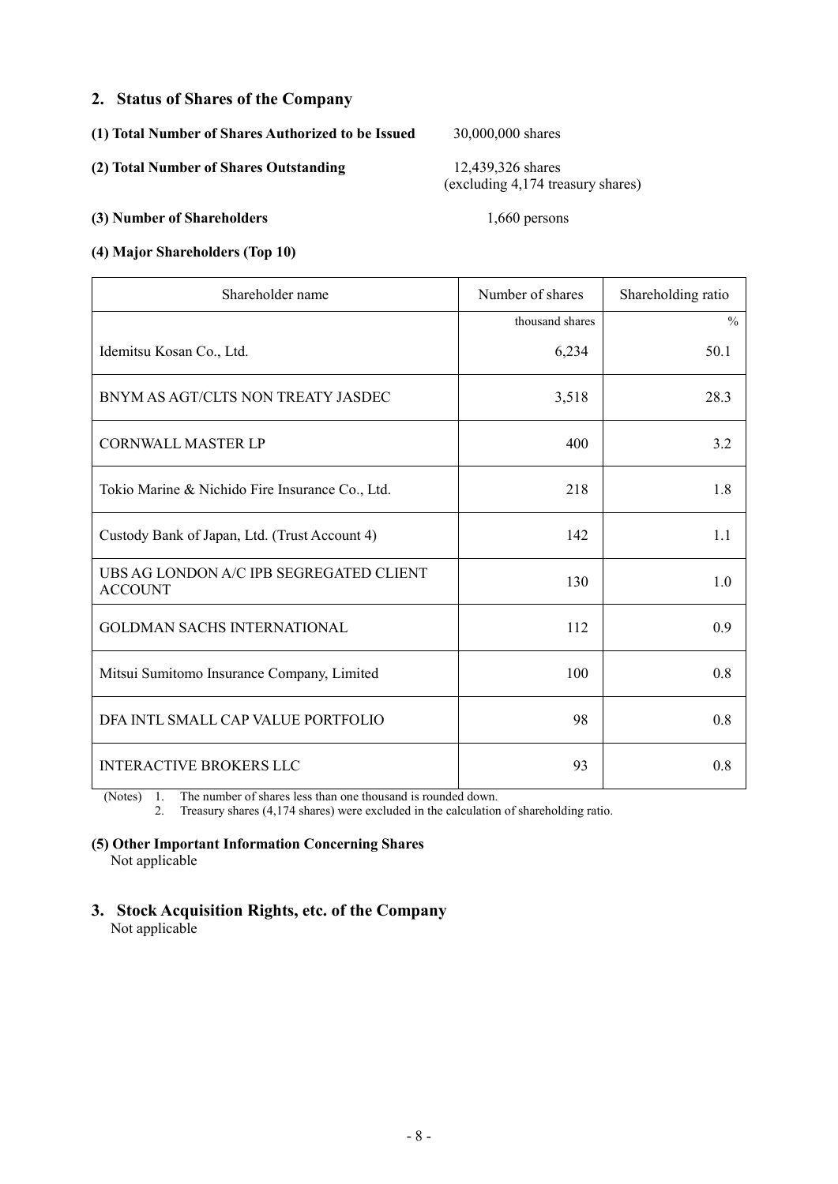## 2. Status of Shares of the Company

**(1) Total Number of Shares Authorized to be Issued** 30,000,000 shares

**(2) Total Number of Shares Outstanding** 12,439,326 shares (excluding 4,174 treasury shares)

**(3) Number of Shareholders** 1,660 persons

**(4) Major Shareholders (Top 10)**

| Shareholder name | Number of shares | Shareholding ratio |
|---|---|---|
| | thousand shares | % |
| Idemitsu Kosan Co., Ltd. | 6,234 | 50.1 |
| BNYM AS AGT/CLTS NON TREATY JASDEC | 3,518 | 28.3 |
| CORNWALL MASTER LP | 400 | 3.2 |
| Tokio Marine & Nichido Fire Insurance Co., Ltd. | 218 | 1.8 |
| Custody Bank of Japan, Ltd. (Trust Account 4) | 142 | 1.1 |
| UBS AG LONDON A/C IPB SEGREGATED CLIENT ACCOUNT | 130 | 1.0 |
| GOLDMAN SACHS INTERNATIONAL | 112 | 0.9 |
| Mitsui Sumitomo Insurance Company, Limited | 100 | 0.8 |
| DFA INTL SMALL CAP VALUE PORTFOLIO | 98 | 0.8 |
| INTERACTIVE BROKERS LLC | 93 | 0.8 |

(Notes) 1. The number of shares less than one thousand is rounded down.
2. Treasury shares (4,174 shares) were excluded in the calculation of shareholding ratio.

**(5) Other Important Information Concerning Shares**
Not applicable

## 3. Stock Acquisition Rights, etc. of the Company
Not applicable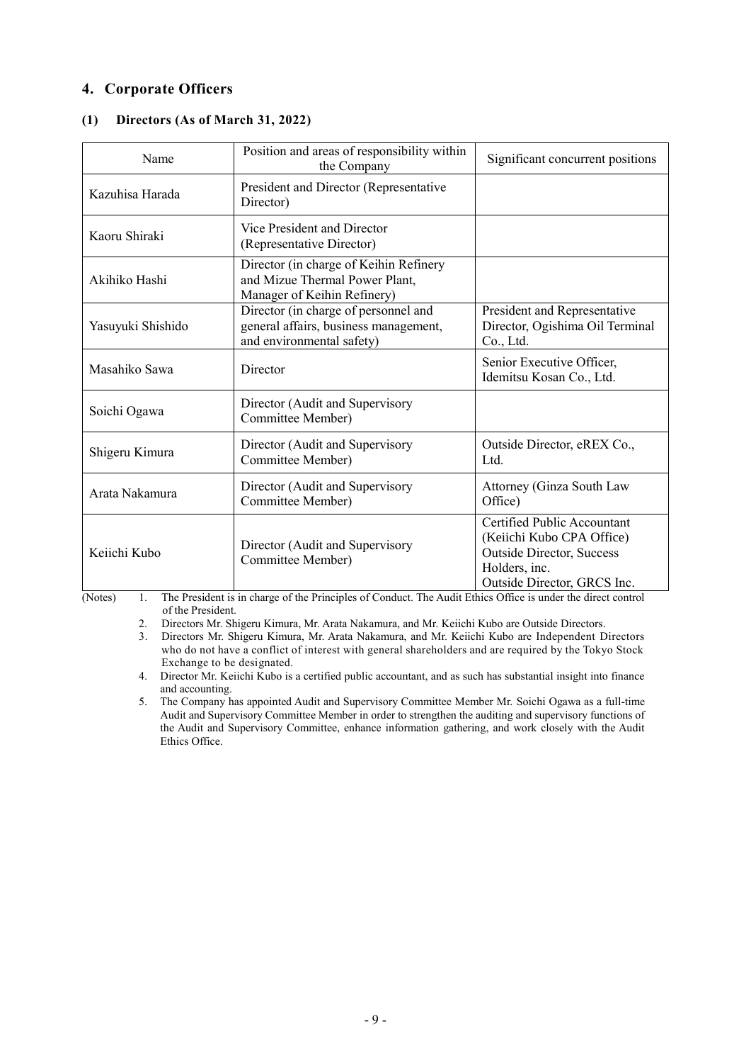## 4. Corporate Officers

### (1) Directors (As of March 31, 2022)

| Name | Position and areas of responsibility within the Company | Significant concurrent positions |
|---|---|---|
| Kazuhisa Harada | President and Director (Representative Director) | |
| Kaoru Shiraki | Vice President and Director (Representative Director) | |
| Akihiko Hashi | Director (in charge of Keihin Refinery and Mizue Thermal Power Plant, Manager of Keihin Refinery) | |
| Yasuyuki Shishido | Director (in charge of personnel and general affairs, business management, and environmental safety) | President and Representative Director, Ogishima Oil Terminal Co., Ltd. |
| Masahiko Sawa | Director | Senior Executive Officer, Idemitsu Kosan Co., Ltd. |
| Soichi Ogawa | Director (Audit and Supervisory Committee Member) | |
| Shigeru Kimura | Director (Audit and Supervisory Committee Member) | Outside Director, eREX Co., Ltd. |
| Arata Nakamura | Director (Audit and Supervisory Committee Member) | Attorney (Ginza South Law Office) |
| Keiichi Kubo | Director (Audit and Supervisory Committee Member) | Certified Public Accountant (Keiichi Kubo CPA Office)<br>Outside Director, Success Holders, inc.<br>Outside Director, GRCS Inc. |

(Notes)
1. The President is in charge of the Principles of Conduct. The Audit Ethics Office is under the direct control of the President.
2. Directors Mr. Shigeru Kimura, Mr. Arata Nakamura, and Mr. Keiichi Kubo are Outside Directors.
3. Directors Mr. Shigeru Kimura, Mr. Arata Nakamura, and Mr. Keiichi Kubo are Independent Directors who do not have a conflict of interest with general shareholders and are required by the Tokyo Stock Exchange to be designated.
4. Director Mr. Keiichi Kubo is a certified public accountant, and as such has substantial insight into finance and accounting.
5. The Company has appointed Audit and Supervisory Committee Member Mr. Soichi Ogawa as a full-time Audit and Supervisory Committee Member in order to strengthen the auditing and supervisory functions of the Audit and Supervisory Committee, enhance information gathering, and work closely with the Audit Ethics Office.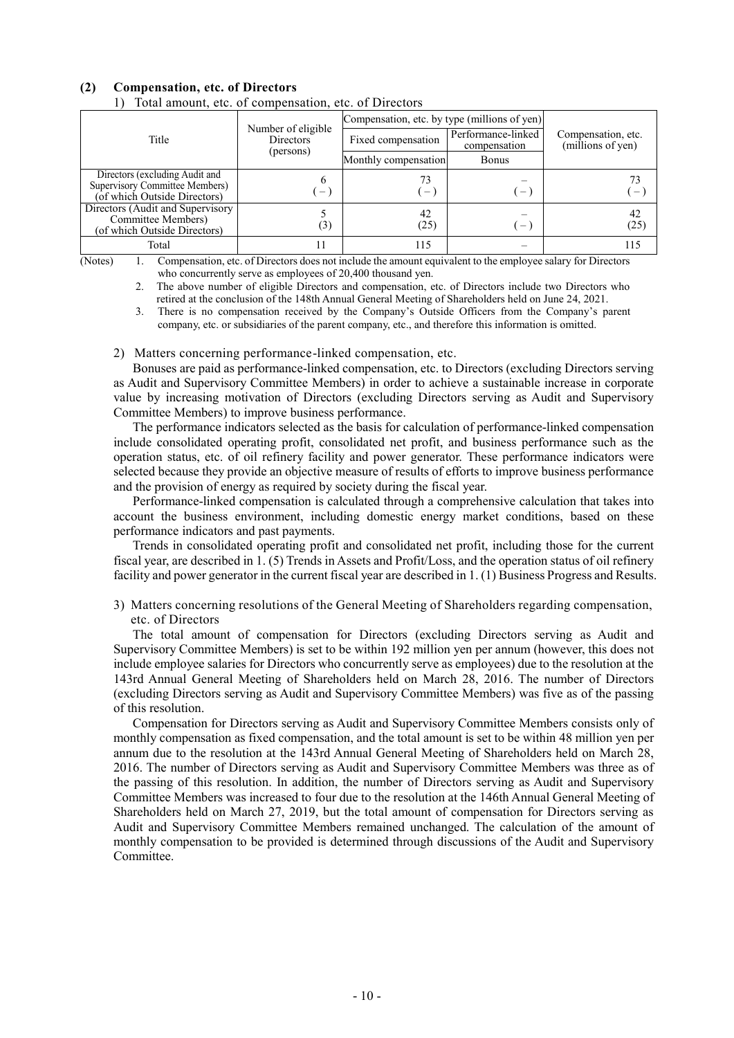### (2) Compensation, etc. of Directors

1) Total amount, etc. of compensation, etc. of Directors

| Title | Number of eligible Directors (persons) | Compensation, etc. by type (millions of yen) | | Compensation, etc. (millions of yen) |
|---|---|---|---|---|
| | | Fixed compensation | Performance-linked compensation | |
| | | Monthly compensation | Bonus | |
| Directors (excluding Audit and Supervisory Committee Members) (of which Outside Directors) | 6 (－) | 73 (－) | － (－) | 73 (－) |
| Directors (Audit and Supervisory Committee Members) (of which Outside Directors) | 5 (3) | 42 (25) | － (－) | 42 (25) |
| Total | 11 | 115 | － | 115 |

(Notes)
1. Compensation, etc. of Directors does not include the amount equivalent to the employee salary for Directors who concurrently serve as employees of 20,400 thousand yen.
2. The above number of eligible Directors and compensation, etc. of Directors include two Directors who retired at the conclusion of the 148th Annual General Meeting of Shareholders held on June 24, 2021.
3. There is no compensation received by the Company's Outside Officers from the Company's parent company, etc. or subsidiaries of the parent company, etc., and therefore this information is omitted.

2) Matters concerning performance-linked compensation, etc.

Bonuses are paid as performance-linked compensation, etc. to Directors (excluding Directors serving as Audit and Supervisory Committee Members) in order to achieve a sustainable increase in corporate value by increasing motivation of Directors (excluding Directors serving as Audit and Supervisory Committee Members) to improve business performance.

The performance indicators selected as the basis for calculation of performance-linked compensation include consolidated operating profit, consolidated net profit, and business performance such as the operation status, etc. of oil refinery facility and power generator. These performance indicators were selected because they provide an objective measure of results of efforts to improve business performance and the provision of energy as required by society during the fiscal year.

Performance-linked compensation is calculated through a comprehensive calculation that takes into account the business environment, including domestic energy market conditions, based on these performance indicators and past payments.

Trends in consolidated operating profit and consolidated net profit, including those for the current fiscal year, are described in 1. (5) Trends in Assets and Profit/Loss, and the operation status of oil refinery facility and power generator in the current fiscal year are described in 1. (1) Business Progress and Results.

3) Matters concerning resolutions of the General Meeting of Shareholders regarding compensation, etc. of Directors

The total amount of compensation for Directors (excluding Directors serving as Audit and Supervisory Committee Members) is set to be within 192 million yen per annum (however, this does not include employee salaries for Directors who concurrently serve as employees) due to the resolution at the 143rd Annual General Meeting of Shareholders held on March 28, 2016. The number of Directors (excluding Directors serving as Audit and Supervisory Committee Members) was five as of the passing of this resolution.

Compensation for Directors serving as Audit and Supervisory Committee Members consists only of monthly compensation as fixed compensation, and the total amount is set to be within 48 million yen per annum due to the resolution at the 143rd Annual General Meeting of Shareholders held on March 28, 2016. The number of Directors serving as Audit and Supervisory Committee Members was three as of the passing of this resolution. In addition, the number of Directors serving as Audit and Supervisory Committee Members was increased to four due to the resolution at the 146th Annual General Meeting of Shareholders held on March 27, 2019, but the total amount of compensation for Directors serving as Audit and Supervisory Committee Members remained unchanged. The calculation of the amount of monthly compensation to be provided is determined through discussions of the Audit and Supervisory Committee.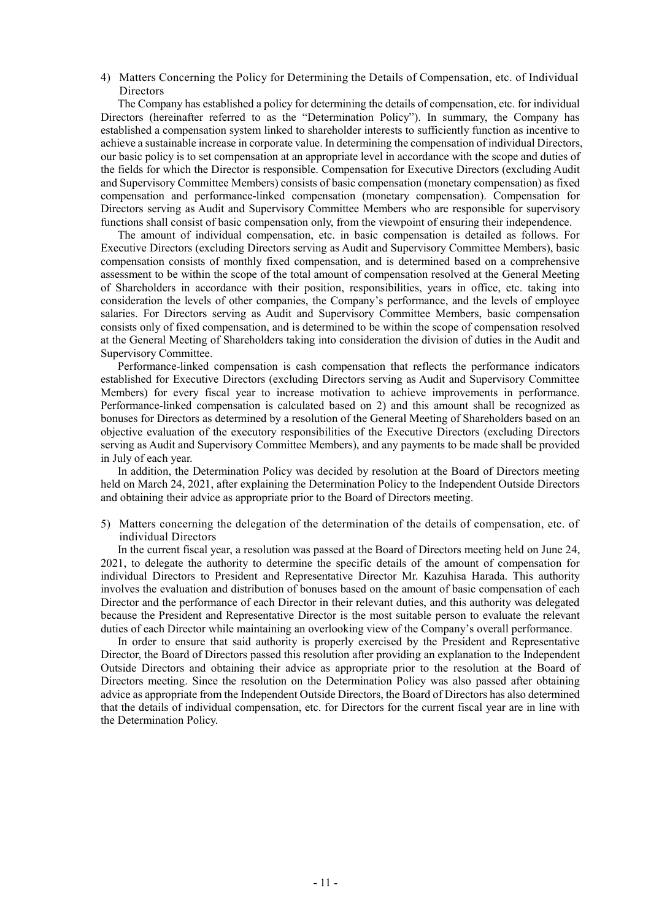4) Matters Concerning the Policy for Determining the Details of Compensation, etc. of Individual Directors

The Company has established a policy for determining the details of compensation, etc. for individual Directors (hereinafter referred to as the "Determination Policy"). In summary, the Company has established a compensation system linked to shareholder interests to sufficiently function as incentive to achieve a sustainable increase in corporate value. In determining the compensation of individual Directors, our basic policy is to set compensation at an appropriate level in accordance with the scope and duties of the fields for which the Director is responsible. Compensation for Executive Directors (excluding Audit and Supervisory Committee Members) consists of basic compensation (monetary compensation) as fixed compensation and performance-linked compensation (monetary compensation). Compensation for Directors serving as Audit and Supervisory Committee Members who are responsible for supervisory functions shall consist of basic compensation only, from the viewpoint of ensuring their independence.

The amount of individual compensation, etc. in basic compensation is detailed as follows. For Executive Directors (excluding Directors serving as Audit and Supervisory Committee Members), basic compensation consists of monthly fixed compensation, and is determined based on a comprehensive assessment to be within the scope of the total amount of compensation resolved at the General Meeting of Shareholders in accordance with their position, responsibilities, years in office, etc. taking into consideration the levels of other companies, the Company's performance, and the levels of employee salaries. For Directors serving as Audit and Supervisory Committee Members, basic compensation consists only of fixed compensation, and is determined to be within the scope of compensation resolved at the General Meeting of Shareholders taking into consideration the division of duties in the Audit and Supervisory Committee.

Performance-linked compensation is cash compensation that reflects the performance indicators established for Executive Directors (excluding Directors serving as Audit and Supervisory Committee Members) for every fiscal year to increase motivation to achieve improvements in performance. Performance-linked compensation is calculated based on 2) and this amount shall be recognized as bonuses for Directors as determined by a resolution of the General Meeting of Shareholders based on an objective evaluation of the executory responsibilities of the Executive Directors (excluding Directors serving as Audit and Supervisory Committee Members), and any payments to be made shall be provided in July of each year.

In addition, the Determination Policy was decided by resolution at the Board of Directors meeting held on March 24, 2021, after explaining the Determination Policy to the Independent Outside Directors and obtaining their advice as appropriate prior to the Board of Directors meeting.

5) Matters concerning the delegation of the determination of the details of compensation, etc. of individual Directors

In the current fiscal year, a resolution was passed at the Board of Directors meeting held on June 24, 2021, to delegate the authority to determine the specific details of the amount of compensation for individual Directors to President and Representative Director Mr. Kazuhisa Harada. This authority involves the evaluation and distribution of bonuses based on the amount of basic compensation of each Director and the performance of each Director in their relevant duties, and this authority was delegated because the President and Representative Director is the most suitable person to evaluate the relevant duties of each Director while maintaining an overlooking view of the Company's overall performance.

In order to ensure that said authority is properly exercised by the President and Representative Director, the Board of Directors passed this resolution after providing an explanation to the Independent Outside Directors and obtaining their advice as appropriate prior to the resolution at the Board of Directors meeting. Since the resolution on the Determination Policy was also passed after obtaining advice as appropriate from the Independent Outside Directors, the Board of Directors has also determined that the details of individual compensation, etc. for Directors for the current fiscal year are in line with the Determination Policy.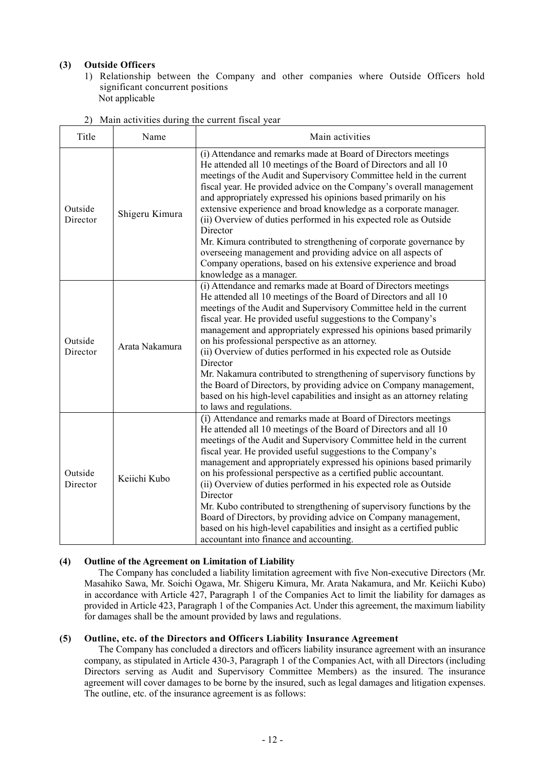### (3) Outside Officers

1) Relationship between the Company and other companies where Outside Officers hold significant concurrent positions
   Not applicable

2) Main activities during the current fiscal year

| Title | Name | Main activities |
|---|---|---|
| Outside Director | Shigeru Kimura | (i) Attendance and remarks made at Board of Directors meetings<br>He attended all 10 meetings of the Board of Directors and all 10 meetings of the Audit and Supervisory Committee held in the current fiscal year. He provided advice on the Company's overall management and appropriately expressed his opinions based primarily on his extensive experience and broad knowledge as a corporate manager.<br>(ii) Overview of duties performed in his expected role as Outside Director<br>Mr. Kimura contributed to strengthening of corporate governance by overseeing management and providing advice on all aspects of Company operations, based on his extensive experience and broad knowledge as a manager. |
| Outside Director | Arata Nakamura | (i) Attendance and remarks made at Board of Directors meetings<br>He attended all 10 meetings of the Board of Directors and all 10 meetings of the Audit and Supervisory Committee held in the current fiscal year. He provided useful suggestions to the Company's management and appropriately expressed his opinions based primarily on his professional perspective as an attorney.<br>(ii) Overview of duties performed in his expected role as Outside Director<br>Mr. Nakamura contributed to strengthening of supervisory functions by the Board of Directors, by providing advice on Company management, based on his high-level capabilities and insight as an attorney relating to laws and regulations. |
| Outside Director | Keiichi Kubo | (i) Attendance and remarks made at Board of Directors meetings<br>He attended all 10 meetings of the Board of Directors and all 10 meetings of the Audit and Supervisory Committee held in the current fiscal year. He provided useful suggestions to the Company's management and appropriately expressed his opinions based primarily on his professional perspective as a certified public accountant.<br>(ii) Overview of duties performed in his expected role as Outside Director<br>Mr. Kubo contributed to strengthening of supervisory functions by the Board of Directors, by providing advice on Company management, based on his high-level capabilities and insight as a certified public accountant into finance and accounting. |

### (4) Outline of the Agreement on Limitation of Liability

The Company has concluded a liability limitation agreement with five Non-executive Directors (Mr. Masahiko Sawa, Mr. Soichi Ogawa, Mr. Shigeru Kimura, Mr. Arata Nakamura, and Mr. Keiichi Kubo) in accordance with Article 427, Paragraph 1 of the Companies Act to limit the liability for damages as provided in Article 423, Paragraph 1 of the Companies Act. Under this agreement, the maximum liability for damages shall be the amount provided by laws and regulations.

### (5) Outline, etc. of the Directors and Officers Liability Insurance Agreement

The Company has concluded a directors and officers liability insurance agreement with an insurance company, as stipulated in Article 430-3, Paragraph 1 of the Companies Act, with all Directors (including Directors serving as Audit and Supervisory Committee Members) as the insured. The insurance agreement will cover damages to be borne by the insured, such as legal damages and litigation expenses. The outline, etc. of the insurance agreement is as follows: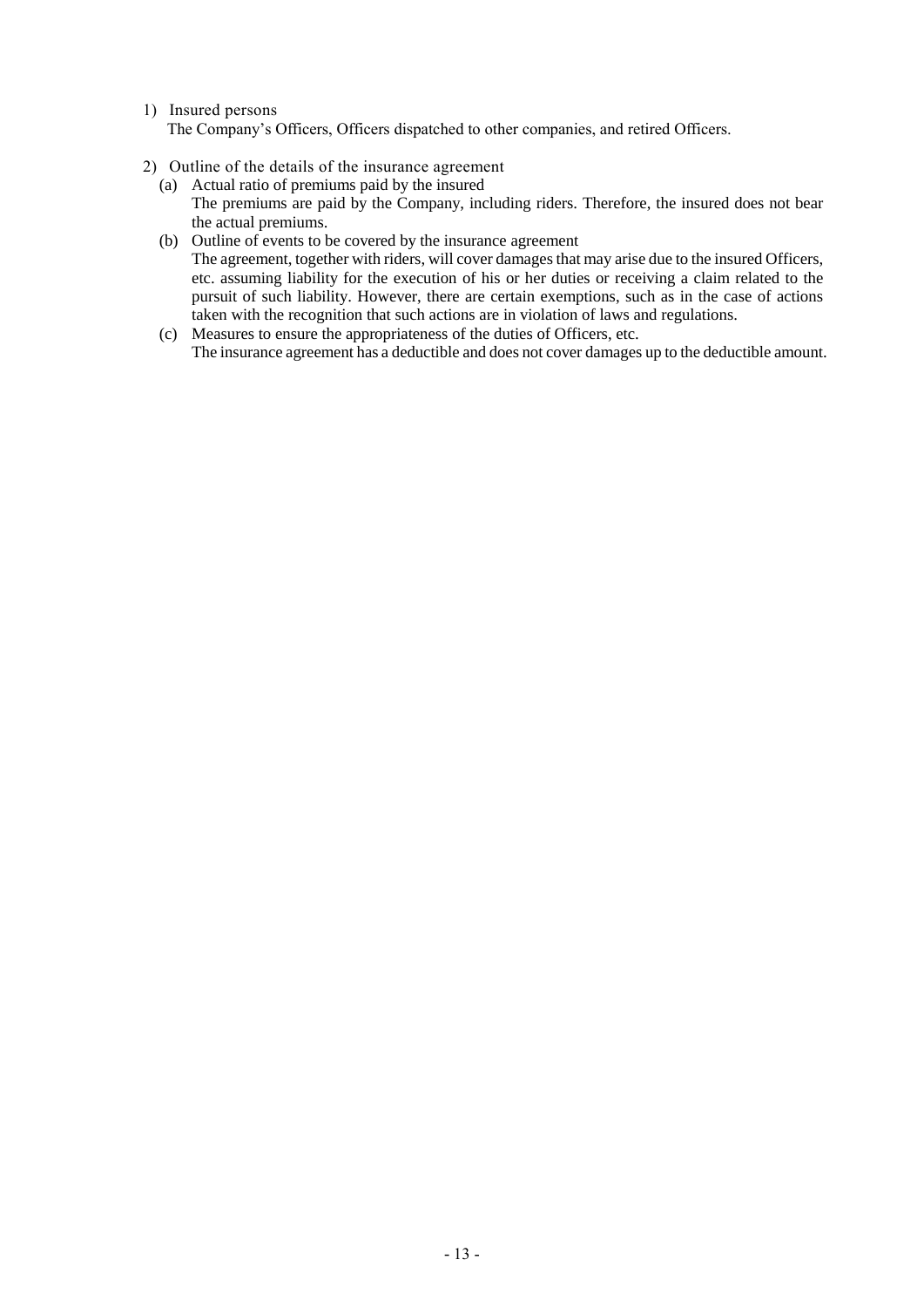1) Insured persons

The Company's Officers, Officers dispatched to other companies, and retired Officers.

2) Outline of the details of the insurance agreement

(a) Actual ratio of premiums paid by the insured

The premiums are paid by the Company, including riders. Therefore, the insured does not bear the actual premiums.

(b) Outline of events to be covered by the insurance agreement

The agreement, together with riders, will cover damages that may arise due to the insured Officers, etc. assuming liability for the execution of his or her duties or receiving a claim related to the pursuit of such liability. However, there are certain exemptions, such as in the case of actions taken with the recognition that such actions are in violation of laws and regulations.

(c) Measures to ensure the appropriateness of the duties of Officers, etc.

The insurance agreement has a deductible and does not cover damages up to the deductible amount.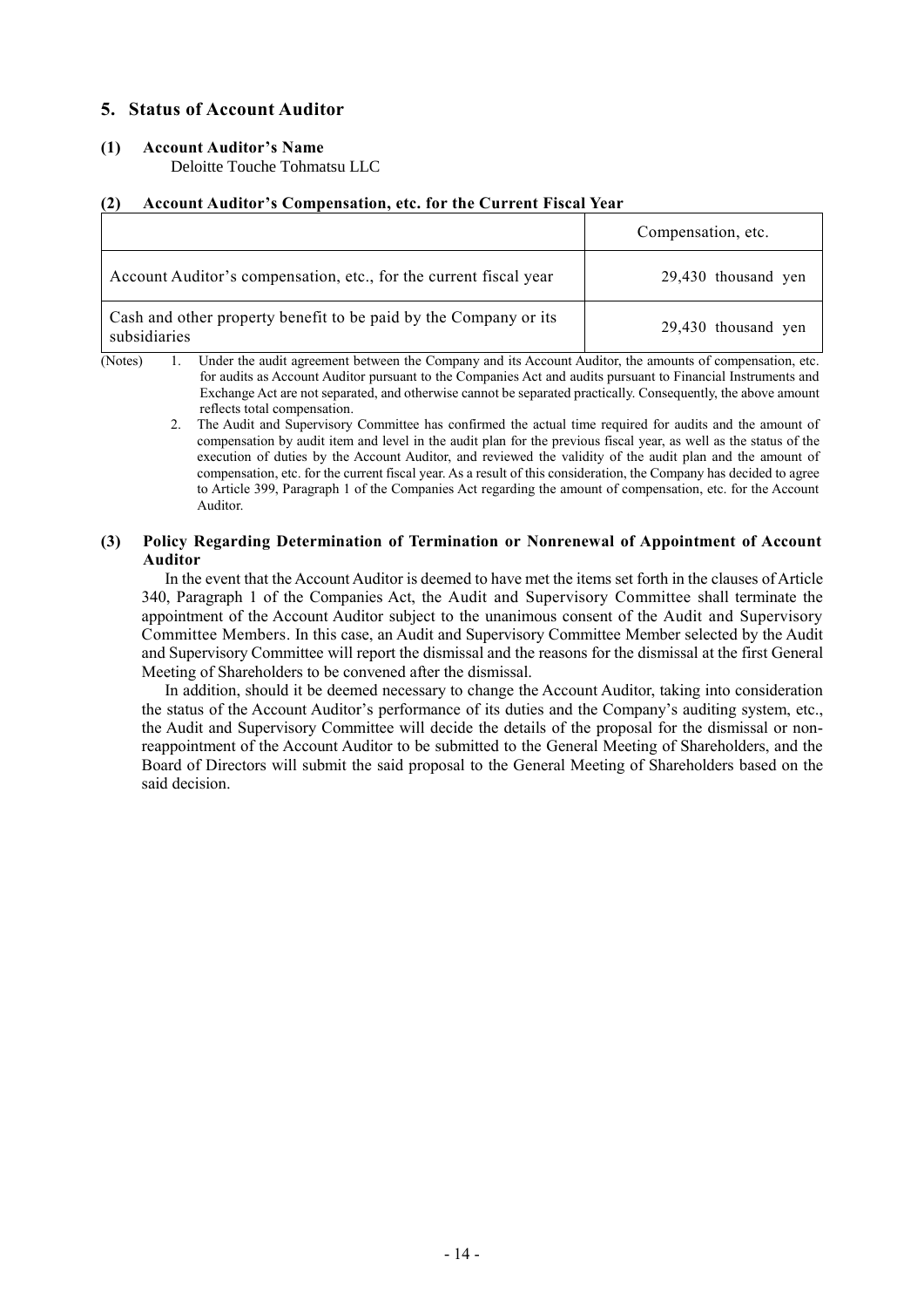## 5. Status of Account Auditor

### (1) Account Auditor's Name

Deloitte Touche Tohmatsu LLC

### (2) Account Auditor's Compensation, etc. for the Current Fiscal Year

| | Compensation, etc. |
|---|---|
| Account Auditor's compensation, etc., for the current fiscal year | 29,430 thousand yen |
| Cash and other property benefit to be paid by the Company or its subsidiaries | 29,430 thousand yen |

(Notes)
1. Under the audit agreement between the Company and its Account Auditor, the amounts of compensation, etc. for audits as Account Auditor pursuant to the Companies Act and audits pursuant to Financial Instruments and Exchange Act are not separated, and otherwise cannot be separated practically. Consequently, the above amount reflects total compensation.
2. The Audit and Supervisory Committee has confirmed the actual time required for audits and the amount of compensation by audit item and level in the audit plan for the previous fiscal year, as well as the status of the execution of duties by the Account Auditor, and reviewed the validity of the audit plan and the amount of compensation, etc. for the current fiscal year. As a result of this consideration, the Company has decided to agree to Article 399, Paragraph 1 of the Companies Act regarding the amount of compensation, etc. for the Account Auditor.

### (3) Policy Regarding Determination of Termination or Nonrenewal of Appointment of Account Auditor

In the event that the Account Auditor is deemed to have met the items set forth in the clauses of Article 340, Paragraph 1 of the Companies Act, the Audit and Supervisory Committee shall terminate the appointment of the Account Auditor subject to the unanimous consent of the Audit and Supervisory Committee Members. In this case, an Audit and Supervisory Committee Member selected by the Audit and Supervisory Committee will report the dismissal and the reasons for the dismissal at the first General Meeting of Shareholders to be convened after the dismissal.

In addition, should it be deemed necessary to change the Account Auditor, taking into consideration the status of the Account Auditor's performance of its duties and the Company's auditing system, etc., the Audit and Supervisory Committee will decide the details of the proposal for the dismissal or non-reappointment of the Account Auditor to be submitted to the General Meeting of Shareholders, and the Board of Directors will submit the said proposal to the General Meeting of Shareholders based on the said decision.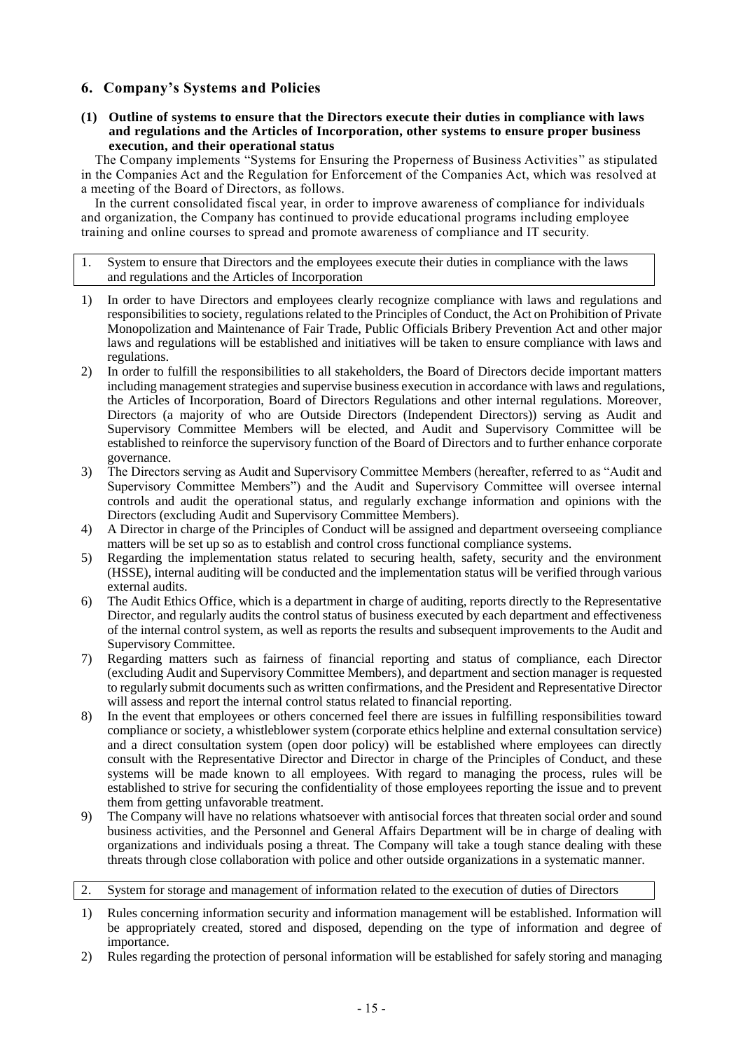## 6. Company's Systems and Policies

### (1) Outline of systems to ensure that the Directors execute their duties in compliance with laws and regulations and the Articles of Incorporation, other systems to ensure proper business execution, and their operational status

The Company implements "Systems for Ensuring the Properness of Business Activities" as stipulated in the Companies Act and the Regulation for Enforcement of the Companies Act, which was resolved at a meeting of the Board of Directors, as follows.

In the current consolidated fiscal year, in order to improve awareness of compliance for individuals and organization, the Company has continued to provide educational programs including employee training and online courses to spread and promote awareness of compliance and IT security.

1. System to ensure that Directors and the employees execute their duties in compliance with the laws and regulations and the Articles of Incorporation

1) In order to have Directors and employees clearly recognize compliance with laws and regulations and responsibilities to society, regulations related to the Principles of Conduct, the Act on Prohibition of Private Monopolization and Maintenance of Fair Trade, Public Officials Bribery Prevention Act and other major laws and regulations will be established and initiatives will be taken to ensure compliance with laws and regulations.
2) In order to fulfill the responsibilities to all stakeholders, the Board of Directors decide important matters including management strategies and supervise business execution in accordance with laws and regulations, the Articles of Incorporation, Board of Directors Regulations and other internal regulations. Moreover, Directors (a majority of who are Outside Directors (Independent Directors)) serving as Audit and Supervisory Committee Members will be elected, and Audit and Supervisory Committee will be established to reinforce the supervisory function of the Board of Directors and to further enhance corporate governance.
3) The Directors serving as Audit and Supervisory Committee Members (hereafter, referred to as "Audit and Supervisory Committee Members") and the Audit and Supervisory Committee will oversee internal controls and audit the operational status, and regularly exchange information and opinions with the Directors (excluding Audit and Supervisory Committee Members).
4) A Director in charge of the Principles of Conduct will be assigned and department overseeing compliance matters will be set up so as to establish and control cross functional compliance systems.
5) Regarding the implementation status related to securing health, safety, security and the environment (HSSE), internal auditing will be conducted and the implementation status will be verified through various external audits.
6) The Audit Ethics Office, which is a department in charge of auditing, reports directly to the Representative Director, and regularly audits the control status of business executed by each department and effectiveness of the internal control system, as well as reports the results and subsequent improvements to the Audit and Supervisory Committee.
7) Regarding matters such as fairness of financial reporting and status of compliance, each Director (excluding Audit and Supervisory Committee Members), and department and section manager is requested to regularly submit documents such as written confirmations, and the President and Representative Director will assess and report the internal control status related to financial reporting.
8) In the event that employees or others concerned feel there are issues in fulfilling responsibilities toward compliance or society, a whistleblower system (corporate ethics helpline and external consultation service) and a direct consultation system (open door policy) will be established where employees can directly consult with the Representative Director and Director in charge of the Principles of Conduct, and these systems will be made known to all employees. With regard to managing the process, rules will be established to strive for securing the confidentiality of those employees reporting the issue and to prevent them from getting unfavorable treatment.
9) The Company will have no relations whatsoever with antisocial forces that threaten social order and sound business activities, and the Personnel and General Affairs Department will be in charge of dealing with organizations and individuals posing a threat. The Company will take a tough stance dealing with these threats through close collaboration with police and other outside organizations in a systematic manner.

2. System for storage and management of information related to the execution of duties of Directors

1) Rules concerning information security and information management will be established. Information will be appropriately created, stored and disposed, depending on the type of information and degree of importance.
2) Rules regarding the protection of personal information will be established for safely storing and managing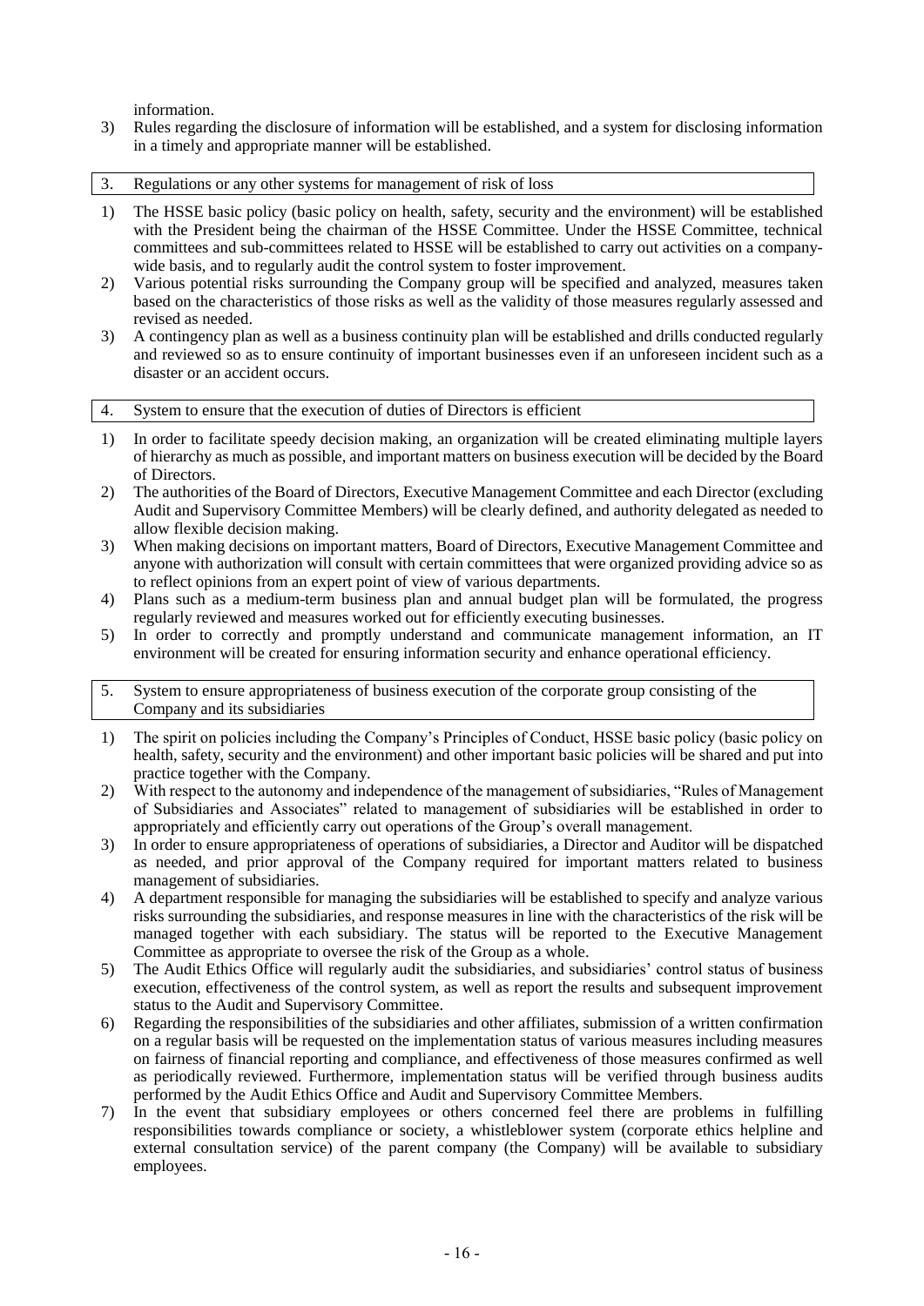information.

3) Rules regarding the disclosure of information will be established, and a system for disclosing information in a timely and appropriate manner will be established.

### 3. Regulations or any other systems for management of risk of loss

1) The HSSE basic policy (basic policy on health, safety, security and the environment) will be established with the President being the chairman of the HSSE Committee. Under the HSSE Committee, technical committees and sub-committees related to HSSE will be established to carry out activities on a company-wide basis, and to regularly audit the control system to foster improvement.
2) Various potential risks surrounding the Company group will be specified and analyzed, measures taken based on the characteristics of those risks as well as the validity of those measures regularly assessed and revised as needed.
3) A contingency plan as well as a business continuity plan will be established and drills conducted regularly and reviewed so as to ensure continuity of important businesses even if an unforeseen incident such as a disaster or an accident occurs.

### 4. System to ensure that the execution of duties of Directors is efficient

1) In order to facilitate speedy decision making, an organization will be created eliminating multiple layers of hierarchy as much as possible, and important matters on business execution will be decided by the Board of Directors.
2) The authorities of the Board of Directors, Executive Management Committee and each Director (excluding Audit and Supervisory Committee Members) will be clearly defined, and authority delegated as needed to allow flexible decision making.
3) When making decisions on important matters, Board of Directors, Executive Management Committee and anyone with authorization will consult with certain committees that were organized providing advice so as to reflect opinions from an expert point of view of various departments.
4) Plans such as a medium-term business plan and annual budget plan will be formulated, the progress regularly reviewed and measures worked out for efficiently executing businesses.
5) In order to correctly and promptly understand and communicate management information, an IT environment will be created for ensuring information security and enhance operational efficiency.

### 5. System to ensure appropriateness of business execution of the corporate group consisting of the Company and its subsidiaries

1) The spirit on policies including the Company's Principles of Conduct, HSSE basic policy (basic policy on health, safety, security and the environment) and other important basic policies will be shared and put into practice together with the Company.
2) With respect to the autonomy and independence of the management of subsidiaries, "Rules of Management of Subsidiaries and Associates" related to management of subsidiaries will be established in order to appropriately and efficiently carry out operations of the Group's overall management.
3) In order to ensure appropriateness of operations of subsidiaries, a Director and Auditor will be dispatched as needed, and prior approval of the Company required for important matters related to business management of subsidiaries.
4) A department responsible for managing the subsidiaries will be established to specify and analyze various risks surrounding the subsidiaries, and response measures in line with the characteristics of the risk will be managed together with each subsidiary. The status will be reported to the Executive Management Committee as appropriate to oversee the risk of the Group as a whole.
5) The Audit Ethics Office will regularly audit the subsidiaries, and subsidiaries' control status of business execution, effectiveness of the control system, as well as report the results and subsequent improvement status to the Audit and Supervisory Committee.
6) Regarding the responsibilities of the subsidiaries and other affiliates, submission of a written confirmation on a regular basis will be requested on the implementation status of various measures including measures on fairness of financial reporting and compliance, and effectiveness of those measures confirmed as well as periodically reviewed. Furthermore, implementation status will be verified through business audits performed by the Audit Ethics Office and Audit and Supervisory Committee Members.
7) In the event that subsidiary employees or others concerned feel there are problems in fulfilling responsibilities towards compliance or society, a whistleblower system (corporate ethics helpline and external consultation service) of the parent company (the Company) will be available to subsidiary employees.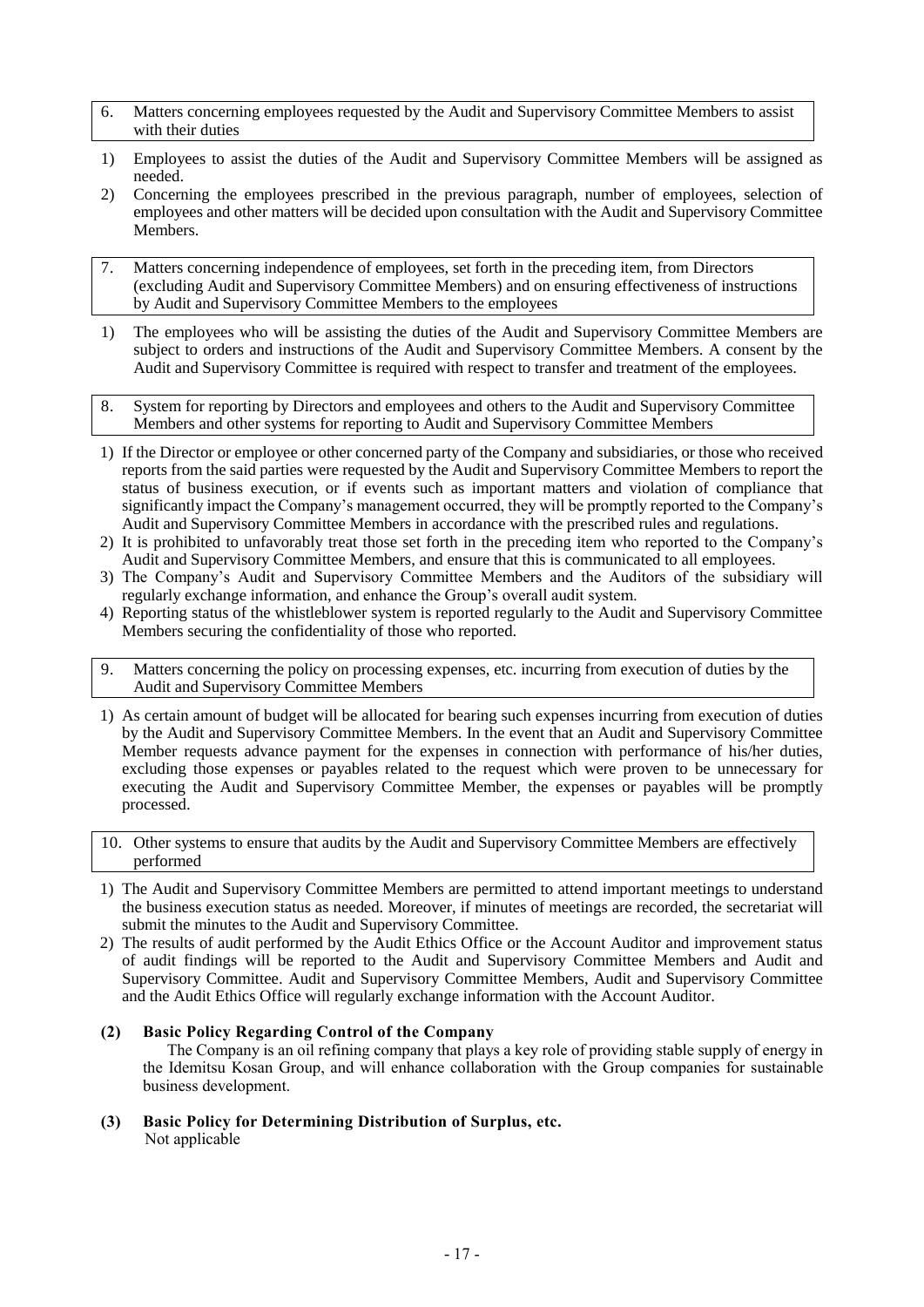### 6. Matters concerning employees requested by the Audit and Supervisory Committee Members to assist with their duties

1) Employees to assist the duties of the Audit and Supervisory Committee Members will be assigned as needed.
2) Concerning the employees prescribed in the previous paragraph, number of employees, selection of employees and other matters will be decided upon consultation with the Audit and Supervisory Committee Members.

### 7. Matters concerning independence of employees, set forth in the preceding item, from Directors (excluding Audit and Supervisory Committee Members) and on ensuring effectiveness of instructions by Audit and Supervisory Committee Members to the employees

1) The employees who will be assisting the duties of the Audit and Supervisory Committee Members are subject to orders and instructions of the Audit and Supervisory Committee Members. A consent by the Audit and Supervisory Committee is required with respect to transfer and treatment of the employees.

### 8. System for reporting by Directors and employees and others to the Audit and Supervisory Committee Members and other systems for reporting to Audit and Supervisory Committee Members

1) If the Director or employee or other concerned party of the Company and subsidiaries, or those who received reports from the said parties were requested by the Audit and Supervisory Committee Members to report the status of business execution, or if events such as important matters and violation of compliance that significantly impact the Company's management occurred, they will be promptly reported to the Company's Audit and Supervisory Committee Members in accordance with the prescribed rules and regulations.
2) It is prohibited to unfavorably treat those set forth in the preceding item who reported to the Company's Audit and Supervisory Committee Members, and ensure that this is communicated to all employees.
3) The Company's Audit and Supervisory Committee Members and the Auditors of the subsidiary will regularly exchange information, and enhance the Group's overall audit system.
4) Reporting status of the whistleblower system is reported regularly to the Audit and Supervisory Committee Members securing the confidentiality of those who reported.

### 9. Matters concerning the policy on processing expenses, etc. incurring from execution of duties by the Audit and Supervisory Committee Members

1) As certain amount of budget will be allocated for bearing such expenses incurring from execution of duties by the Audit and Supervisory Committee Members. In the event that an Audit and Supervisory Committee Member requests advance payment for the expenses in connection with performance of his/her duties, excluding those expenses or payables related to the request which were proven to be unnecessary for executing the Audit and Supervisory Committee Member, the expenses or payables will be promptly processed.

### 10. Other systems to ensure that audits by the Audit and Supervisory Committee Members are effectively performed

1) The Audit and Supervisory Committee Members are permitted to attend important meetings to understand the business execution status as needed. Moreover, if minutes of meetings are recorded, the secretariat will submit the minutes to the Audit and Supervisory Committee.
2) The results of audit performed by the Audit Ethics Office or the Account Auditor and improvement status of audit findings will be reported to the Audit and Supervisory Committee Members and Audit and Supervisory Committee. Audit and Supervisory Committee Members, Audit and Supervisory Committee and the Audit Ethics Office will regularly exchange information with the Account Auditor.

## (2) Basic Policy Regarding Control of the Company

The Company is an oil refining company that plays a key role of providing stable supply of energy in the Idemitsu Kosan Group, and will enhance collaboration with the Group companies for sustainable business development.

## (3) Basic Policy for Determining Distribution of Surplus, etc.

Not applicable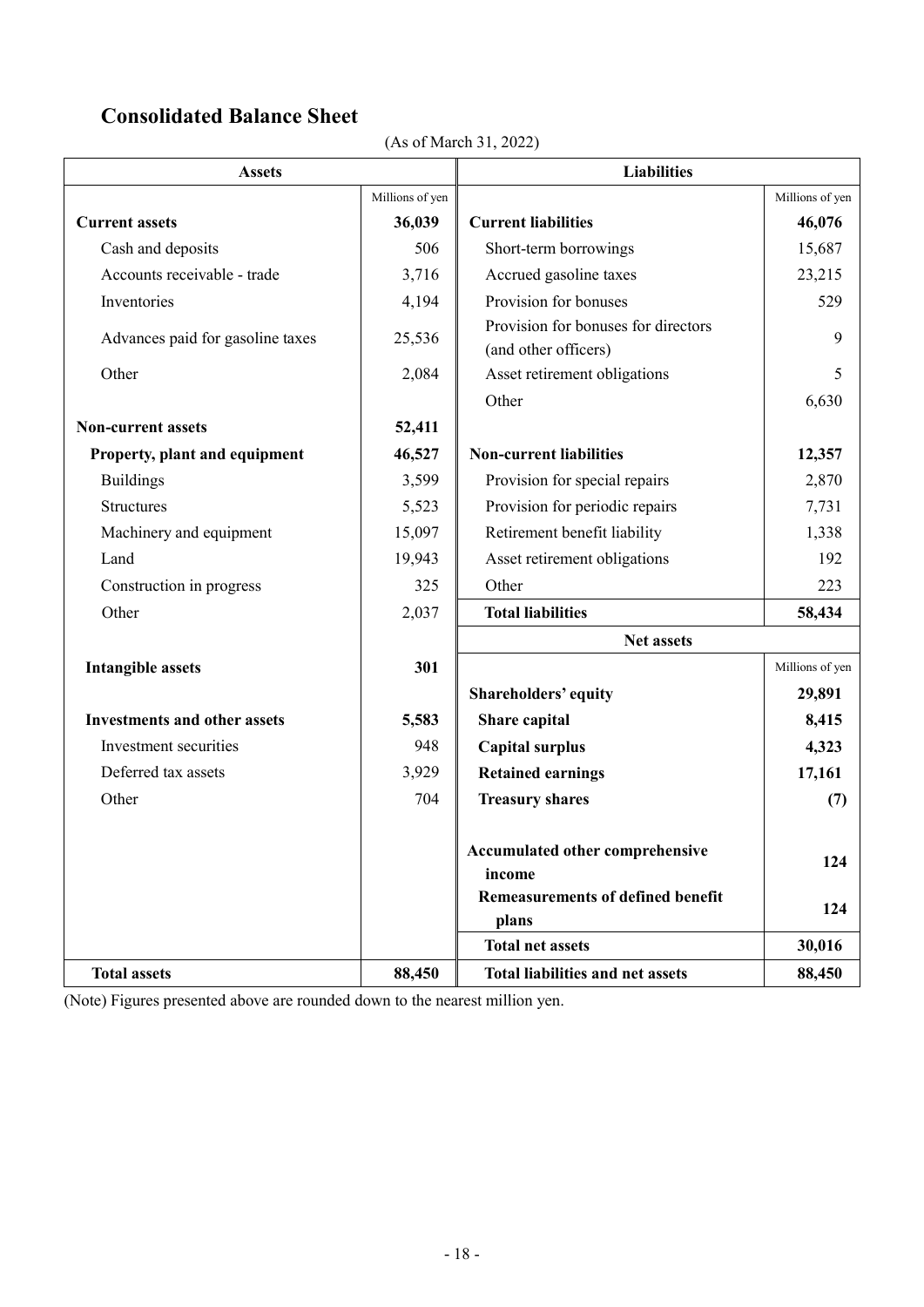## Consolidated Balance Sheet

(As of March 31, 2022)

| Assets | | Liabilities | |
|---|---|---|---|
| | Millions of yen | | Millions of yen |
| **Current assets** | **36,039** | **Current liabilities** | **46,076** |
| Cash and deposits | 506 | Short-term borrowings | 15,687 |
| Accounts receivable - trade | 3,716 | Accrued gasoline taxes | 23,215 |
| Inventories | 4,194 | Provision for bonuses | 529 |
| Advances paid for gasoline taxes | 25,536 | Provision for bonuses for directors (and other officers) | 9 |
| Other | 2,084 | Asset retirement obligations | 5 |
| | | Other | 6,630 |
| **Non-current assets** | **52,411** | | |
| **Property, plant and equipment** | **46,527** | **Non-current liabilities** | **12,357** |
| Buildings | 3,599 | Provision for special repairs | 2,870 |
| Structures | 5,523 | Provision for periodic repairs | 7,731 |
| Machinery and equipment | 15,097 | Retirement benefit liability | 1,338 |
| Land | 19,943 | Asset retirement obligations | 192 |
| Construction in progress | 325 | Other | 223 |
| Other | 2,037 | **Total liabilities** | **58,434** |
| | | **Net assets** | |
| **Intangible assets** | **301** | | Millions of yen |
| | | **Shareholders' equity** | **29,891** |
| **Investments and other assets** | **5,583** | **Share capital** | **8,415** |
| Investment securities | 948 | **Capital surplus** | **4,323** |
| Deferred tax assets | 3,929 | **Retained earnings** | **17,161** |
| Other | 704 | **Treasury shares** | **(7)** |
| | | **Accumulated other comprehensive income** | **124** |
| | | **Remeasurements of defined benefit plans** | **124** |
| | | **Total net assets** | **30,016** |
| **Total assets** | **88,450** | **Total liabilities and net assets** | **88,450** |

(Note) Figures presented above are rounded down to the nearest million yen.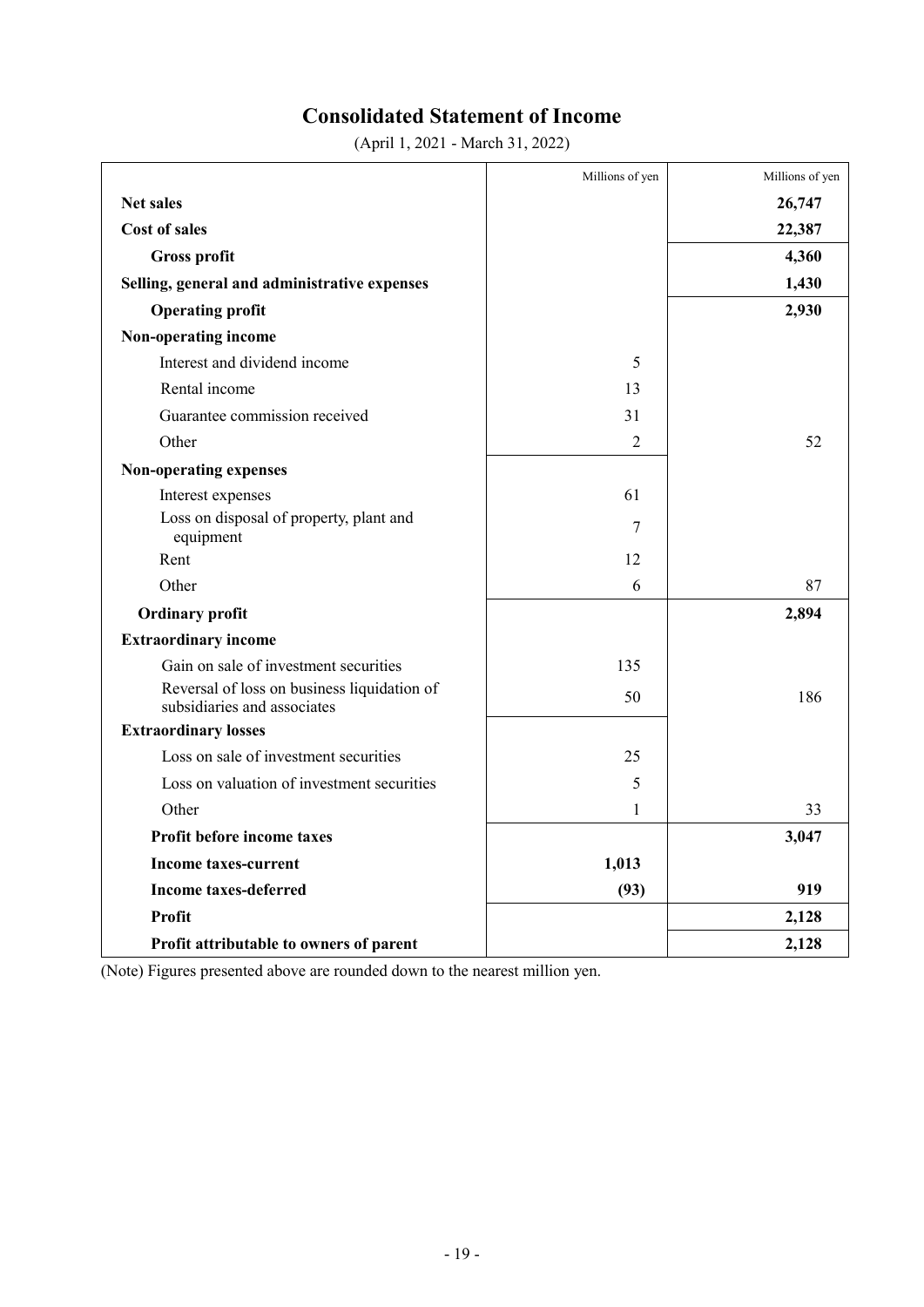# Consolidated Statement of Income

(April 1, 2021 - March 31, 2022)

| | Millions of yen | Millions of yen |
|---|---|---|
| **Net sales** | | **26,747** |
| **Cost of sales** | | **22,387** |
| **Gross profit** | | **4,360** |
| **Selling, general and administrative expenses** | | **1,430** |
| **Operating profit** | | **2,930** |
| **Non-operating income** | | |
| Interest and dividend income | 5 | |
| Rental income | 13 | |
| Guarantee commission received | 31 | |
| Other | 2 | 52 |
| **Non-operating expenses** | | |
| Interest expenses | 61 | |
| Loss on disposal of property, plant and equipment | 7 | |
| Rent | 12 | |
| Other | 6 | 87 |
| **Ordinary profit** | | **2,894** |
| **Extraordinary income** | | |
| Gain on sale of investment securities | 135 | |
| Reversal of loss on business liquidation of subsidiaries and associates | 50 | 186 |
| **Extraordinary losses** | | |
| Loss on sale of investment securities | 25 | |
| Loss on valuation of investment securities | 5 | |
| Other | 1 | 33 |
| **Profit before income taxes** | | **3,047** |
| **Income taxes-current** | **1,013** | |
| **Income taxes-deferred** | **(93)** | **919** |
| **Profit** | | **2,128** |
| **Profit attributable to owners of parent** | | **2,128** |

(Note) Figures presented above are rounded down to the nearest million yen.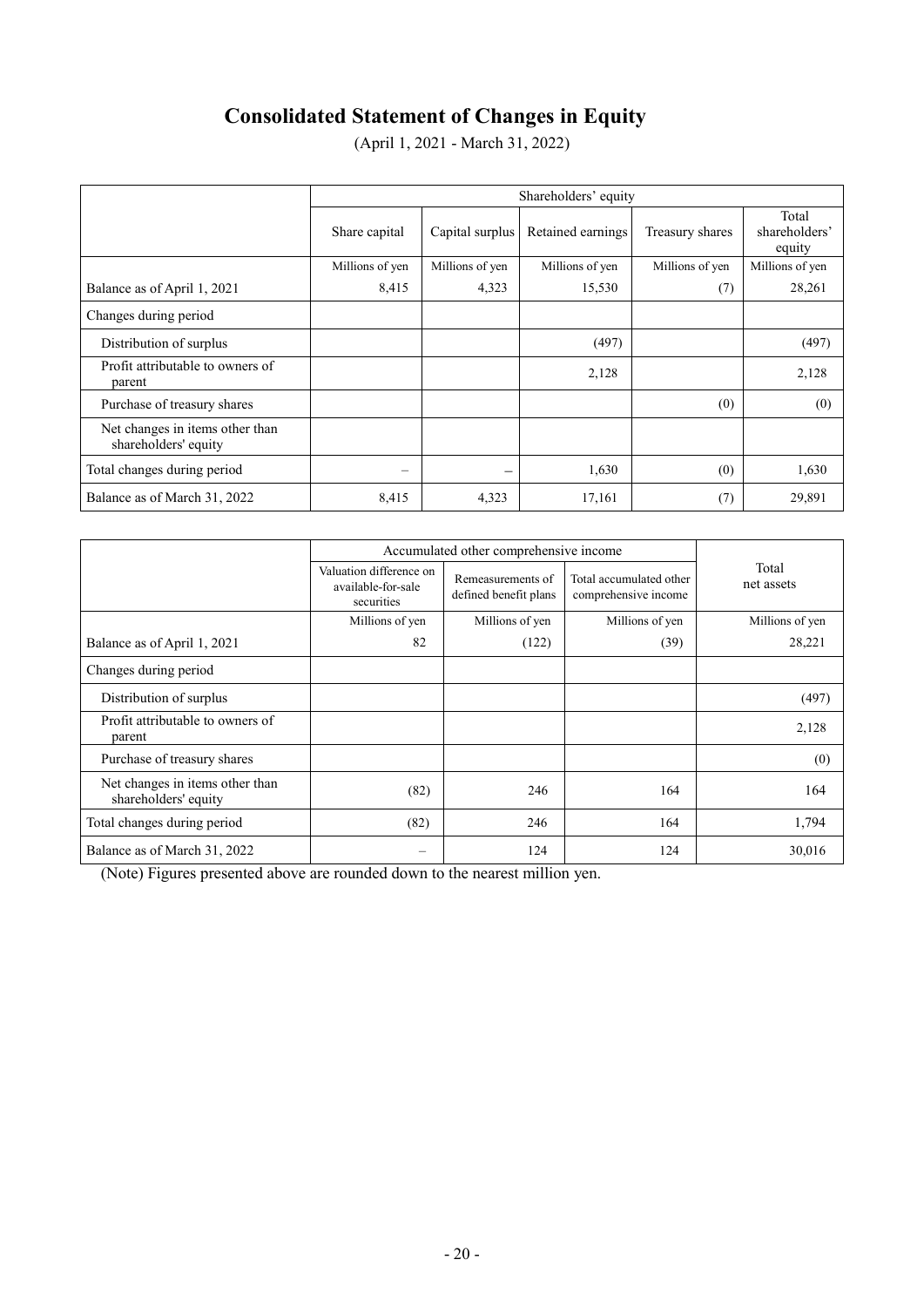# Consolidated Statement of Changes in Equity

(April 1, 2021 - March 31, 2022)

| | Shareholders' equity | | | | |
|---|---|---|---|---|---|
| | Share capital | Capital surplus | Retained earnings | Treasury shares | Total shareholders' equity |
| | Millions of yen | Millions of yen | Millions of yen | Millions of yen | Millions of yen |
| Balance as of April 1, 2021 | 8,415 | 4,323 | 15,530 | (7) | 28,261 |
| Changes during period | | | | | |
| Distribution of surplus | | | (497) | | (497) |
| Profit attributable to owners of parent | | | 2,128 | | 2,128 |
| Purchase of treasury shares | | | | (0) | (0) |
| Net changes in items other than shareholders' equity | | | | | |
| Total changes during period | – | – | 1,630 | (0) | 1,630 |
| Balance as of March 31, 2022 | 8,415 | 4,323 | 17,161 | (7) | 29,891 |

| | Accumulated other comprehensive income | | | Total net assets |
|---|---|---|---|---|
| | Valuation difference on available-for-sale securities | Remeasurements of defined benefit plans | Total accumulated other comprehensive income | |
| | Millions of yen | Millions of yen | Millions of yen | Millions of yen |
| Balance as of April 1, 2021 | 82 | (122) | (39) | 28,221 |
| Changes during period | | | | |
| Distribution of surplus | | | | (497) |
| Profit attributable to owners of parent | | | | 2,128 |
| Purchase of treasury shares | | | | (0) |
| Net changes in items other than shareholders' equity | (82) | 246 | 164 | 164 |
| Total changes during period | (82) | 246 | 164 | 1,794 |
| Balance as of March 31, 2022 | – | 124 | 124 | 30,016 |

(Note) Figures presented above are rounded down to the nearest million yen.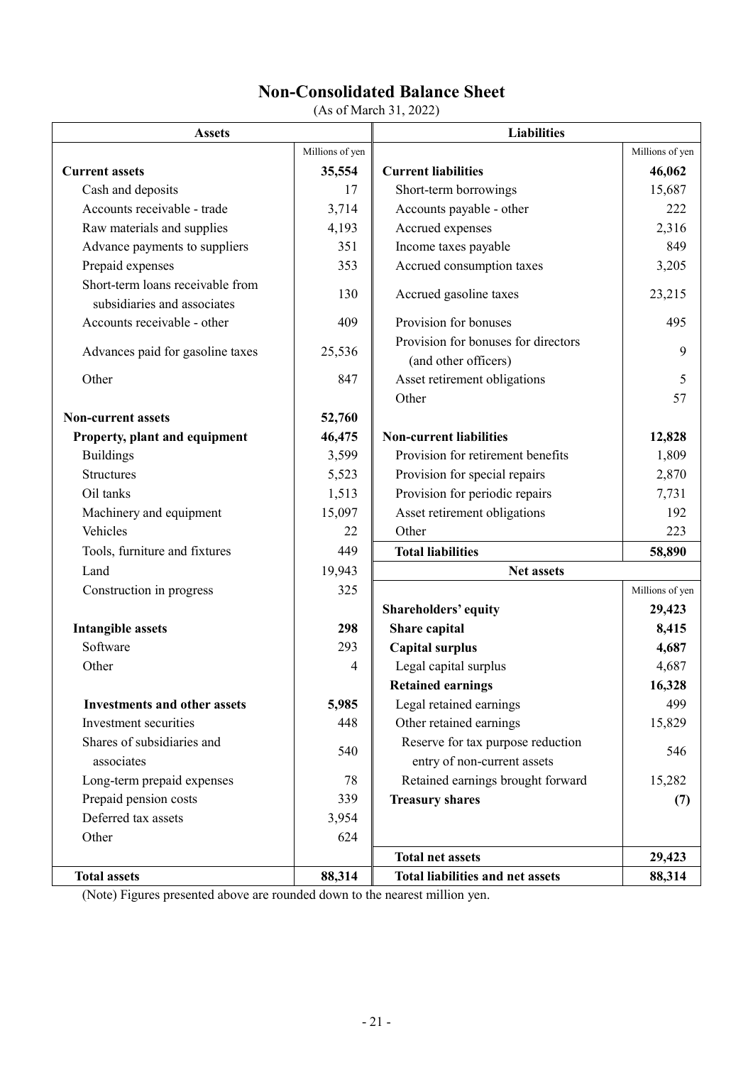# Non-Consolidated Balance Sheet

(As of March 31, 2022)

| Assets | Millions of yen | Liabilities | Millions of yen |
|---|---|---|---|
| **Current assets** | **35,554** | **Current liabilities** | **46,062** |
| Cash and deposits | 17 | Short-term borrowings | 15,687 |
| Accounts receivable - trade | 3,714 | Accounts payable - other | 222 |
| Raw materials and supplies | 4,193 | Accrued expenses | 2,316 |
| Advance payments to suppliers | 351 | Income taxes payable | 849 |
| Prepaid expenses | 353 | Accrued consumption taxes | 3,205 |
| Short-term loans receivable from subsidiaries and associates | 130 | Accrued gasoline taxes | 23,215 |
| Accounts receivable - other | 409 | Provision for bonuses | 495 |
| Advances paid for gasoline taxes | 25,536 | Provision for bonuses for directors (and other officers) | 9 |
| Other | 847 | Asset retirement obligations | 5 |
| | | Other | 57 |
| **Non-current assets** | **52,760** | | |
| **Property, plant and equipment** | **46,475** | **Non-current liabilities** | **12,828** |
| Buildings | 3,599 | Provision for retirement benefits | 1,809 |
| Structures | 5,523 | Provision for special repairs | 2,870 |
| Oil tanks | 1,513 | Provision for periodic repairs | 7,731 |
| Machinery and equipment | 15,097 | Asset retirement obligations | 192 |
| Vehicles | 22 | Other | 223 |
| Tools, furniture and fixtures | 449 | **Total liabilities** | **58,890** |
| Land | 19,943 | **Net assets** | |
| Construction in progress | 325 | | Millions of yen |
| | | **Shareholders' equity** | **29,423** |
| **Intangible assets** | **298** | **Share capital** | **8,415** |
| Software | 293 | **Capital surplus** | **4,687** |
| Other | 4 | Legal capital surplus | 4,687 |
| | | **Retained earnings** | **16,328** |
| **Investments and other assets** | **5,985** | Legal retained earnings | 499 |
| Investment securities | 448 | Other retained earnings | 15,829 |
| Shares of subsidiaries and associates | 540 | Reserve for tax purpose reduction entry of non-current assets | 546 |
| Long-term prepaid expenses | 78 | Retained earnings brought forward | 15,282 |
| Prepaid pension costs | 339 | **Treasury shares** | **(7)** |
| Deferred tax assets | 3,954 | | |
| Other | 624 | | |
| | | **Total net assets** | **29,423** |
| **Total assets** | **88,314** | **Total liabilities and net assets** | **88,314** |

(Note) Figures presented above are rounded down to the nearest million yen.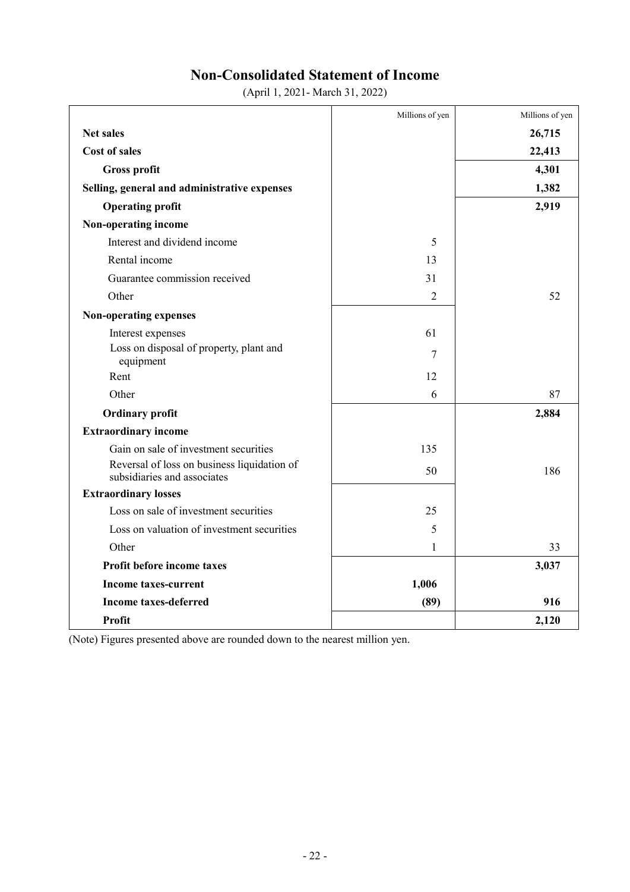# Non-Consolidated Statement of Income

(April 1, 2021- March 31, 2022)

| | Millions of yen | Millions of yen |
|---|---|---|
| **Net sales** | | **26,715** |
| **Cost of sales** | | **22,413** |
| **Gross profit** | | **4,301** |
| **Selling, general and administrative expenses** | | **1,382** |
| **Operating profit** | | **2,919** |
| **Non-operating income** | | |
| Interest and dividend income | 5 | |
| Rental income | 13 | |
| Guarantee commission received | 31 | |
| Other | 2 | 52 |
| **Non-operating expenses** | | |
| Interest expenses | 61 | |
| Loss on disposal of property, plant and equipment | 7 | |
| Rent | 12 | |
| Other | 6 | 87 |
| **Ordinary profit** | | **2,884** |
| **Extraordinary income** | | |
| Gain on sale of investment securities | 135 | |
| Reversal of loss on business liquidation of subsidiaries and associates | 50 | 186 |
| **Extraordinary losses** | | |
| Loss on sale of investment securities | 25 | |
| Loss on valuation of investment securities | 5 | |
| Other | 1 | 33 |
| **Profit before income taxes** | | **3,037** |
| **Income taxes-current** | **1,006** | |
| **Income taxes-deferred** | **(89)** | **916** |
| **Profit** | | **2,120** |

(Note) Figures presented above are rounded down to the nearest million yen.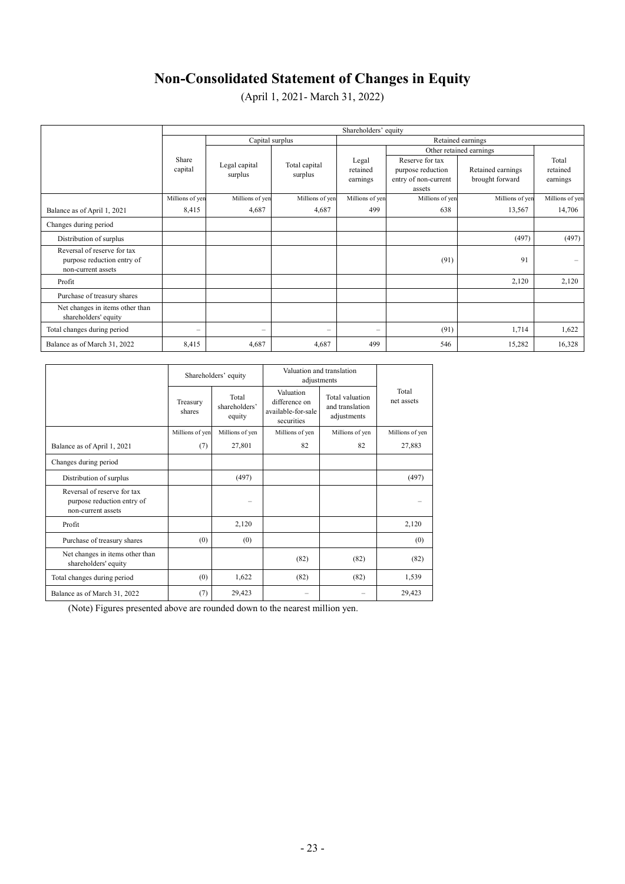# Non-Consolidated Statement of Changes in Equity

(April 1, 2021- March 31, 2022)

| | Shareholders' equity | | | | | | |
|---|---|---|---|---|---|---|---|
| | | Capital surplus | | Retained earnings | | | |
| | | | | | Other retained earnings | | |
| | Share capital | Legal capital surplus | Total capital surplus | Legal retained earnings | Reserve for tax purpose reduction entry of non-current assets | Retained earnings brought forward | Total retained earnings |
| | Millions of yen | Millions of yen | Millions of yen | Millions of yen | Millions of yen | Millions of yen | Millions of yen |
| Balance as of April 1, 2021 | 8,415 | 4,687 | 4,687 | 499 | 638 | 13,567 | 14,706 |
| Changes during period | | | | | | | |
| Distribution of surplus | | | | | | (497) | (497) |
| Reversal of reserve for tax purpose reduction entry of non-current assets | | | | | (91) | 91 | – |
| Profit | | | | | | 2,120 | 2,120 |
| Purchase of treasury shares | | | | | | | |
| Net changes in items other than shareholders' equity | | | | | | | |
| Total changes during period | – | – | – | – | (91) | 1,714 | 1,622 |
| Balance as of March 31, 2022 | 8,415 | 4,687 | 4,687 | 499 | 546 | 15,282 | 16,328 |

| | Shareholders' equity | | Valuation and translation adjustments | | |
|---|---|---|---|---|---|
| | Treasury shares | Total shareholders' equity | Valuation difference on available-for-sale securities | Total valuation and translation adjustments | Total net assets |
| | Millions of yen | Millions of yen | Millions of yen | Millions of yen | Millions of yen |
| Balance as of April 1, 2021 | (7) | 27,801 | 82 | 82 | 27,883 |
| Changes during period | | | | | |
| Distribution of surplus | | (497) | | | (497) |
| Reversal of reserve for tax purpose reduction entry of non-current assets | | – | | | – |
| Profit | | 2,120 | | | 2,120 |
| Purchase of treasury shares | (0) | (0) | | | (0) |
| Net changes in items other than shareholders' equity | | | (82) | (82) | (82) |
| Total changes during period | (0) | 1,622 | (82) | (82) | 1,539 |
| Balance as of March 31, 2022 | (7) | 29,423 | – | – | 29,423 |

(Note) Figures presented above are rounded down to the nearest million yen.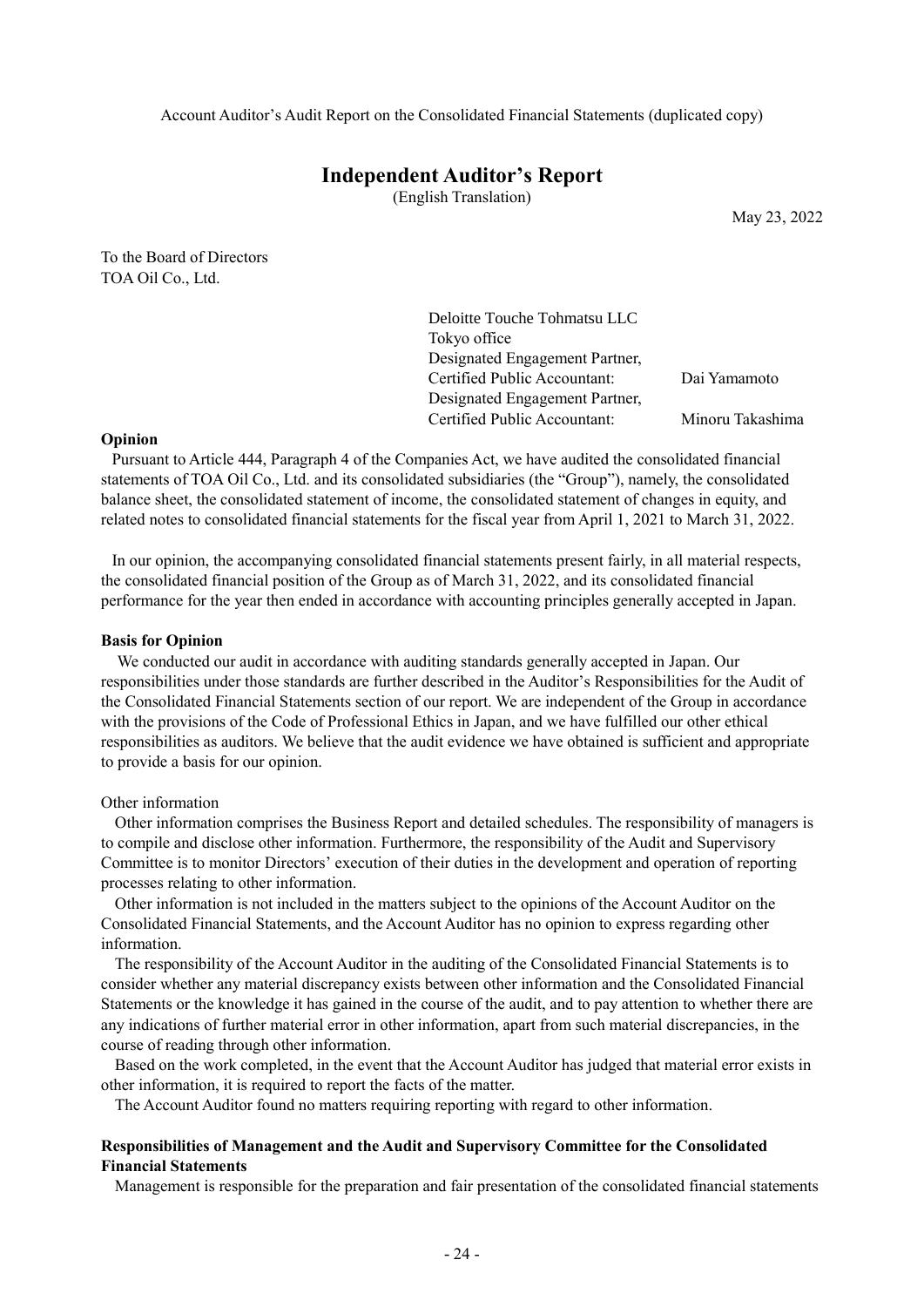Account Auditor's Audit Report on the Consolidated Financial Statements (duplicated copy)

# Independent Auditor's Report

(English Translation)

May 23, 2022

To the Board of Directors
TOA Oil Co., Ltd.

Deloitte Touche Tohmatsu LLC
Tokyo office
Designated Engagement Partner,
Certified Public Accountant: Dai Yamamoto
Designated Engagement Partner,
Certified Public Accountant: Minoru Takashima

**Opinion**

Pursuant to Article 444, Paragraph 4 of the Companies Act, we have audited the consolidated financial statements of TOA Oil Co., Ltd. and its consolidated subsidiaries (the "Group"), namely, the consolidated balance sheet, the consolidated statement of income, the consolidated statement of changes in equity, and related notes to consolidated financial statements for the fiscal year from April 1, 2021 to March 31, 2022.

In our opinion, the accompanying consolidated financial statements present fairly, in all material respects, the consolidated financial position of the Group as of March 31, 2022, and its consolidated financial performance for the year then ended in accordance with accounting principles generally accepted in Japan.

**Basis for Opinion**

We conducted our audit in accordance with auditing standards generally accepted in Japan. Our responsibilities under those standards are further described in the Auditor's Responsibilities for the Audit of the Consolidated Financial Statements section of our report. We are independent of the Group in accordance with the provisions of the Code of Professional Ethics in Japan, and we have fulfilled our other ethical responsibilities as auditors. We believe that the audit evidence we have obtained is sufficient and appropriate to provide a basis for our opinion.

Other information

Other information comprises the Business Report and detailed schedules. The responsibility of managers is to compile and disclose other information. Furthermore, the responsibility of the Audit and Supervisory Committee is to monitor Directors' execution of their duties in the development and operation of reporting processes relating to other information.

Other information is not included in the matters subject to the opinions of the Account Auditor on the Consolidated Financial Statements, and the Account Auditor has no opinion to express regarding other information.

The responsibility of the Account Auditor in the auditing of the Consolidated Financial Statements is to consider whether any material discrepancy exists between other information and the Consolidated Financial Statements or the knowledge it has gained in the course of the audit, and to pay attention to whether there are any indications of further material error in other information, apart from such material discrepancies, in the course of reading through other information.

Based on the work completed, in the event that the Account Auditor has judged that material error exists in other information, it is required to report the facts of the matter.

The Account Auditor found no matters requiring reporting with regard to other information.

**Responsibilities of Management and the Audit and Supervisory Committee for the Consolidated Financial Statements**

Management is responsible for the preparation and fair presentation of the consolidated financial statements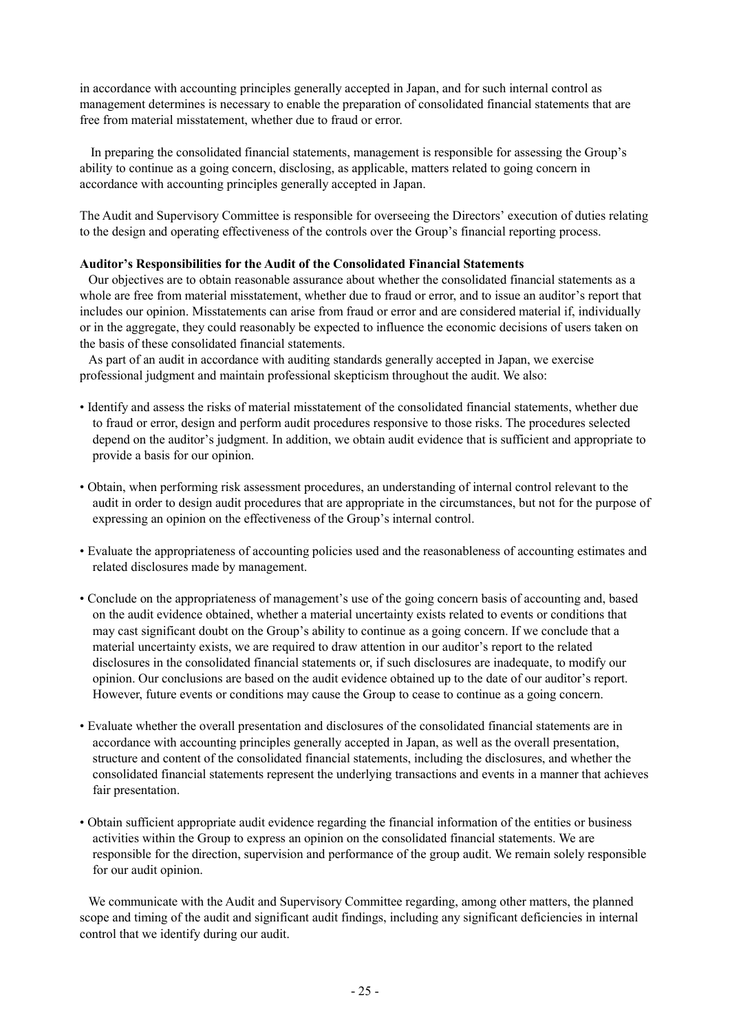in accordance with accounting principles generally accepted in Japan, and for such internal control as management determines is necessary to enable the preparation of consolidated financial statements that are free from material misstatement, whether due to fraud or error.

In preparing the consolidated financial statements, management is responsible for assessing the Group's ability to continue as a going concern, disclosing, as applicable, matters related to going concern in accordance with accounting principles generally accepted in Japan.

The Audit and Supervisory Committee is responsible for overseeing the Directors' execution of duties relating to the design and operating effectiveness of the controls over the Group's financial reporting process.

**Auditor's Responsibilities for the Audit of the Consolidated Financial Statements**

Our objectives are to obtain reasonable assurance about whether the consolidated financial statements as a whole are free from material misstatement, whether due to fraud or error, and to issue an auditor's report that includes our opinion. Misstatements can arise from fraud or error and are considered material if, individually or in the aggregate, they could reasonably be expected to influence the economic decisions of users taken on the basis of these consolidated financial statements.

As part of an audit in accordance with auditing standards generally accepted in Japan, we exercise professional judgment and maintain professional skepticism throughout the audit. We also:

- Identify and assess the risks of material misstatement of the consolidated financial statements, whether due to fraud or error, design and perform audit procedures responsive to those risks. The procedures selected depend on the auditor's judgment. In addition, we obtain audit evidence that is sufficient and appropriate to provide a basis for our opinion.

- Obtain, when performing risk assessment procedures, an understanding of internal control relevant to the audit in order to design audit procedures that are appropriate in the circumstances, but not for the purpose of expressing an opinion on the effectiveness of the Group's internal control.

- Evaluate the appropriateness of accounting policies used and the reasonableness of accounting estimates and related disclosures made by management.

- Conclude on the appropriateness of management's use of the going concern basis of accounting and, based on the audit evidence obtained, whether a material uncertainty exists related to events or conditions that may cast significant doubt on the Group's ability to continue as a going concern. If we conclude that a material uncertainty exists, we are required to draw attention in our auditor's report to the related disclosures in the consolidated financial statements or, if such disclosures are inadequate, to modify our opinion. Our conclusions are based on the audit evidence obtained up to the date of our auditor's report. However, future events or conditions may cause the Group to cease to continue as a going concern.

- Evaluate whether the overall presentation and disclosures of the consolidated financial statements are in accordance with accounting principles generally accepted in Japan, as well as the overall presentation, structure and content of the consolidated financial statements, including the disclosures, and whether the consolidated financial statements represent the underlying transactions and events in a manner that achieves fair presentation.

- Obtain sufficient appropriate audit evidence regarding the financial information of the entities or business activities within the Group to express an opinion on the consolidated financial statements. We are responsible for the direction, supervision and performance of the group audit. We remain solely responsible for our audit opinion.

We communicate with the Audit and Supervisory Committee regarding, among other matters, the planned scope and timing of the audit and significant audit findings, including any significant deficiencies in internal control that we identify during our audit.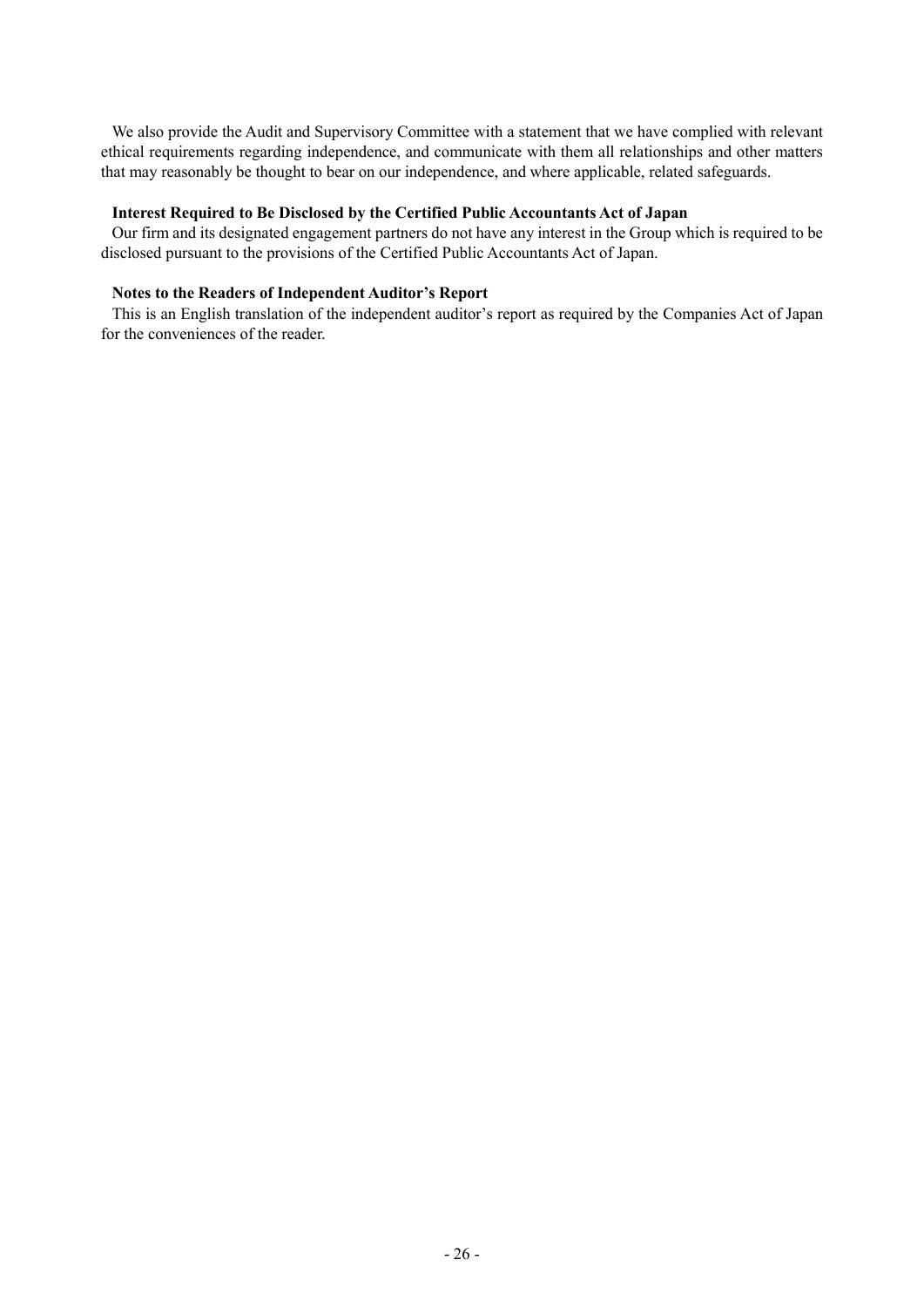We also provide the Audit and Supervisory Committee with a statement that we have complied with relevant ethical requirements regarding independence, and communicate with them all relationships and other matters that may reasonably be thought to bear on our independence, and where applicable, related safeguards.

**Interest Required to Be Disclosed by the Certified Public Accountants Act of Japan**

Our firm and its designated engagement partners do not have any interest in the Group which is required to be disclosed pursuant to the provisions of the Certified Public Accountants Act of Japan.

**Notes to the Readers of Independent Auditor's Report**

This is an English translation of the independent auditor's report as required by the Companies Act of Japan for the conveniences of the reader.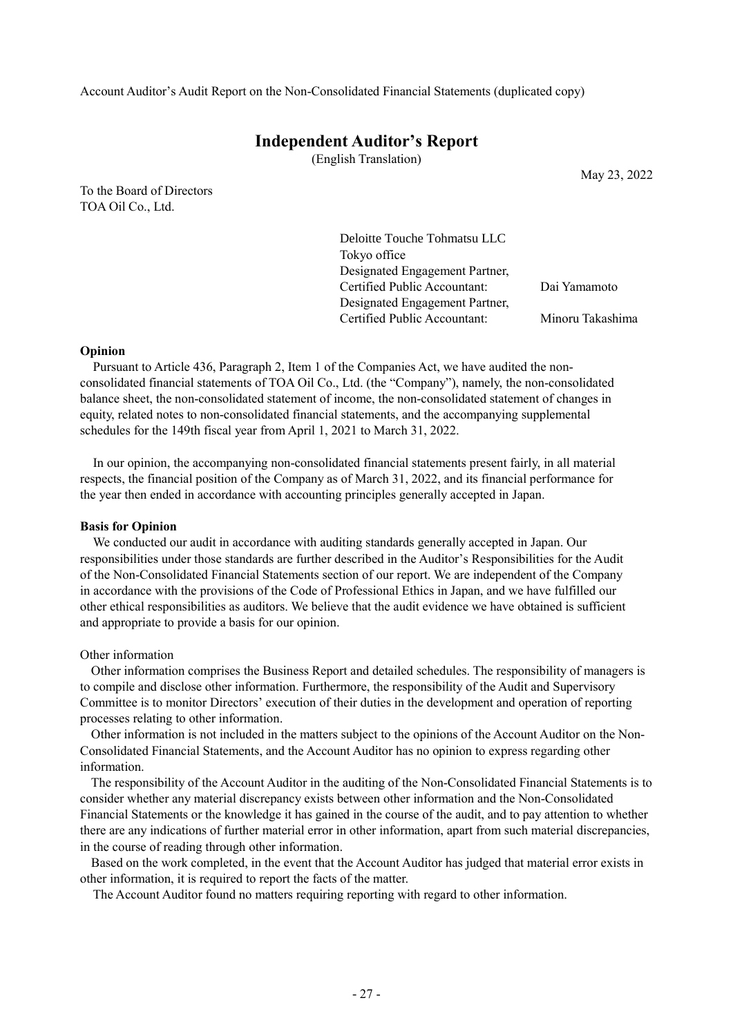Account Auditor's Audit Report on the Non-Consolidated Financial Statements (duplicated copy)

# Independent Auditor's Report

(English Translation)

May 23, 2022

To the Board of Directors
TOA Oil Co., Ltd.

Deloitte Touche Tohmatsu LLC
Tokyo office
Designated Engagement Partner,
Certified Public Accountant: Dai Yamamoto
Designated Engagement Partner,
Certified Public Accountant: Minoru Takashima

**Opinion**

Pursuant to Article 436, Paragraph 2, Item 1 of the Companies Act, we have audited the non-consolidated financial statements of TOA Oil Co., Ltd. (the "Company"), namely, the non-consolidated balance sheet, the non-consolidated statement of income, the non-consolidated statement of changes in equity, related notes to non-consolidated financial statements, and the accompanying supplemental schedules for the 149th fiscal year from April 1, 2021 to March 31, 2022.

In our opinion, the accompanying non-consolidated financial statements present fairly, in all material respects, the financial position of the Company as of March 31, 2022, and its financial performance for the year then ended in accordance with accounting principles generally accepted in Japan.

**Basis for Opinion**

We conducted our audit in accordance with auditing standards generally accepted in Japan. Our responsibilities under those standards are further described in the Auditor's Responsibilities for the Audit of the Non-Consolidated Financial Statements section of our report. We are independent of the Company in accordance with the provisions of the Code of Professional Ethics in Japan, and we have fulfilled our other ethical responsibilities as auditors. We believe that the audit evidence we have obtained is sufficient and appropriate to provide a basis for our opinion.

Other information

Other information comprises the Business Report and detailed schedules. The responsibility of managers is to compile and disclose other information. Furthermore, the responsibility of the Audit and Supervisory Committee is to monitor Directors' execution of their duties in the development and operation of reporting processes relating to other information.

Other information is not included in the matters subject to the opinions of the Account Auditor on the Non-Consolidated Financial Statements, and the Account Auditor has no opinion to express regarding other information.

The responsibility of the Account Auditor in the auditing of the Non-Consolidated Financial Statements is to consider whether any material discrepancy exists between other information and the Non-Consolidated Financial Statements or the knowledge it has gained in the course of the audit, and to pay attention to whether there are any indications of further material error in other information, apart from such material discrepancies, in the course of reading through other information.

Based on the work completed, in the event that the Account Auditor has judged that material error exists in other information, it is required to report the facts of the matter.

The Account Auditor found no matters requiring reporting with regard to other information.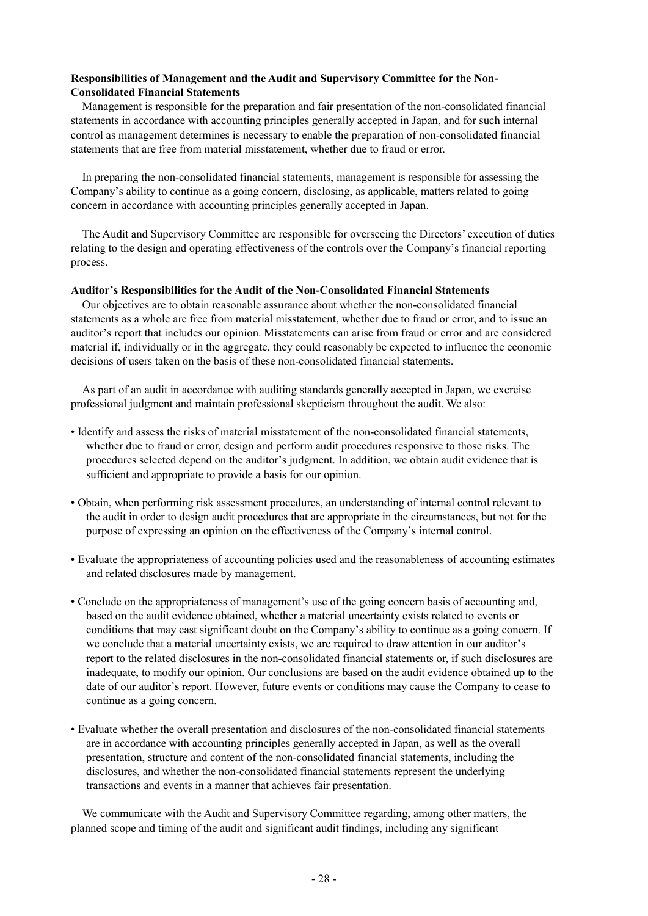**Responsibilities of Management and the Audit and Supervisory Committee for the Non-Consolidated Financial Statements**

Management is responsible for the preparation and fair presentation of the non-consolidated financial statements in accordance with accounting principles generally accepted in Japan, and for such internal control as management determines is necessary to enable the preparation of non-consolidated financial statements that are free from material misstatement, whether due to fraud or error.

In preparing the non-consolidated financial statements, management is responsible for assessing the Company's ability to continue as a going concern, disclosing, as applicable, matters related to going concern in accordance with accounting principles generally accepted in Japan.

The Audit and Supervisory Committee are responsible for overseeing the Directors' execution of duties relating to the design and operating effectiveness of the controls over the Company's financial reporting process.

**Auditor's Responsibilities for the Audit of the Non-Consolidated Financial Statements**

Our objectives are to obtain reasonable assurance about whether the non-consolidated financial statements as a whole are free from material misstatement, whether due to fraud or error, and to issue an auditor's report that includes our opinion. Misstatements can arise from fraud or error and are considered material if, individually or in the aggregate, they could reasonably be expected to influence the economic decisions of users taken on the basis of these non-consolidated financial statements.

As part of an audit in accordance with auditing standards generally accepted in Japan, we exercise professional judgment and maintain professional skepticism throughout the audit. We also:

- Identify and assess the risks of material misstatement of the non-consolidated financial statements, whether due to fraud or error, design and perform audit procedures responsive to those risks. The procedures selected depend on the auditor's judgment. In addition, we obtain audit evidence that is sufficient and appropriate to provide a basis for our opinion.

- Obtain, when performing risk assessment procedures, an understanding of internal control relevant to the audit in order to design audit procedures that are appropriate in the circumstances, but not for the purpose of expressing an opinion on the effectiveness of the Company's internal control.

- Evaluate the appropriateness of accounting policies used and the reasonableness of accounting estimates and related disclosures made by management.

- Conclude on the appropriateness of management's use of the going concern basis of accounting and, based on the audit evidence obtained, whether a material uncertainty exists related to events or conditions that may cast significant doubt on the Company's ability to continue as a going concern. If we conclude that a material uncertainty exists, we are required to draw attention in our auditor's report to the related disclosures in the non-consolidated financial statements or, if such disclosures are inadequate, to modify our opinion. Our conclusions are based on the audit evidence obtained up to the date of our auditor's report. However, future events or conditions may cause the Company to cease to continue as a going concern.

- Evaluate whether the overall presentation and disclosures of the non-consolidated financial statements are in accordance with accounting principles generally accepted in Japan, as well as the overall presentation, structure and content of the non-consolidated financial statements, including the disclosures, and whether the non-consolidated financial statements represent the underlying transactions and events in a manner that achieves fair presentation.

We communicate with the Audit and Supervisory Committee regarding, among other matters, the planned scope and timing of the audit and significant audit findings, including any significant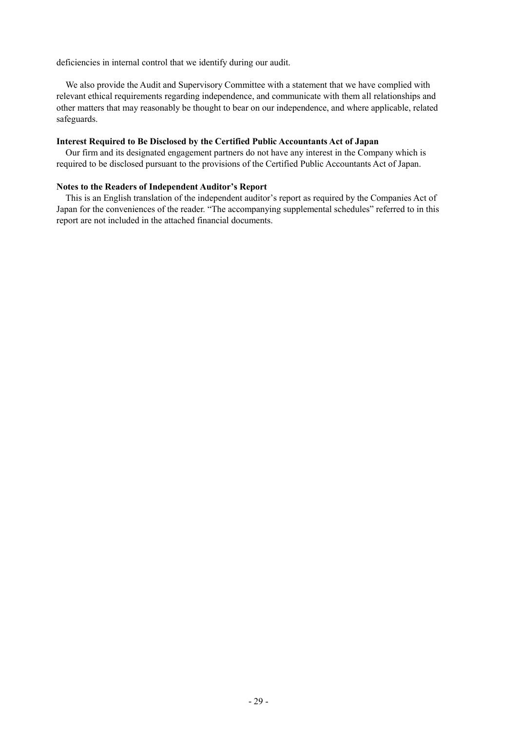deficiencies in internal control that we identify during our audit.

We also provide the Audit and Supervisory Committee with a statement that we have complied with relevant ethical requirements regarding independence, and communicate with them all relationships and other matters that may reasonably be thought to bear on our independence, and where applicable, related safeguards.

**Interest Required to Be Disclosed by the Certified Public Accountants Act of Japan**

Our firm and its designated engagement partners do not have any interest in the Company which is required to be disclosed pursuant to the provisions of the Certified Public Accountants Act of Japan.

**Notes to the Readers of Independent Auditor's Report**

This is an English translation of the independent auditor's report as required by the Companies Act of Japan for the conveniences of the reader. "The accompanying supplemental schedules" referred to in this report are not included in the attached financial documents.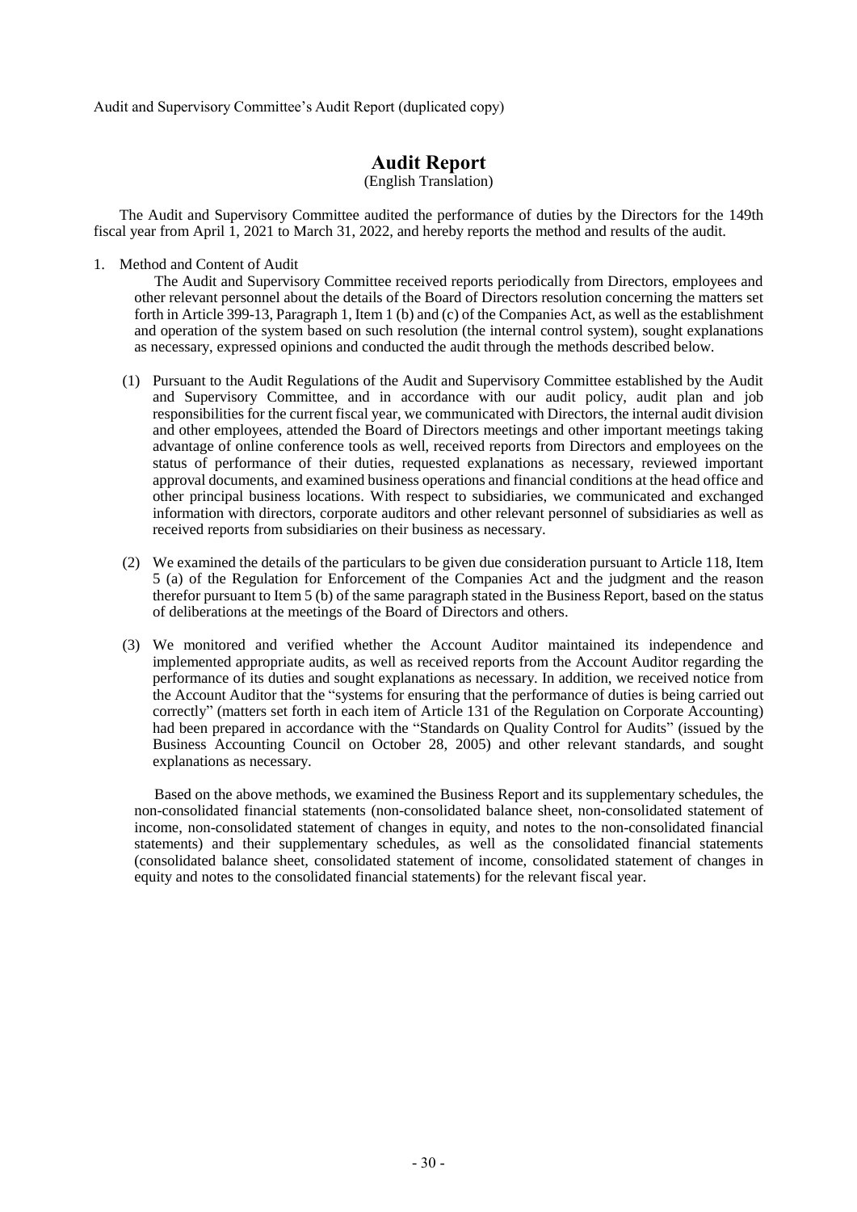Audit and Supervisory Committee's Audit Report (duplicated copy)

# Audit Report

(English Translation)

The Audit and Supervisory Committee audited the performance of duties by the Directors for the 149th fiscal year from April 1, 2021 to March 31, 2022, and hereby reports the method and results of the audit.

1. Method and Content of Audit

   The Audit and Supervisory Committee received reports periodically from Directors, employees and other relevant personnel about the details of the Board of Directors resolution concerning the matters set forth in Article 399-13, Paragraph 1, Item 1 (b) and (c) of the Companies Act, as well as the establishment and operation of the system based on such resolution (the internal control system), sought explanations as necessary, expressed opinions and conducted the audit through the methods described below.

   (1) Pursuant to the Audit Regulations of the Audit and Supervisory Committee established by the Audit and Supervisory Committee, and in accordance with our audit policy, audit plan and job responsibilities for the current fiscal year, we communicated with Directors, the internal audit division and other employees, attended the Board of Directors meetings and other important meetings taking advantage of online conference tools as well, received reports from Directors and employees on the status of performance of their duties, requested explanations as necessary, reviewed important approval documents, and examined business operations and financial conditions at the head office and other principal business locations. With respect to subsidiaries, we communicated and exchanged information with directors, corporate auditors and other relevant personnel of subsidiaries as well as received reports from subsidiaries on their business as necessary.

   (2) We examined the details of the particulars to be given due consideration pursuant to Article 118, Item 5 (a) of the Regulation for Enforcement of the Companies Act and the judgment and the reason therefor pursuant to Item 5 (b) of the same paragraph stated in the Business Report, based on the status of deliberations at the meetings of the Board of Directors and others.

   (3) We monitored and verified whether the Account Auditor maintained its independence and implemented appropriate audits, as well as received reports from the Account Auditor regarding the performance of its duties and sought explanations as necessary. In addition, we received notice from the Account Auditor that the "systems for ensuring that the performance of duties is being carried out correctly" (matters set forth in each item of Article 131 of the Regulation on Corporate Accounting) had been prepared in accordance with the "Standards on Quality Control for Audits" (issued by the Business Accounting Council on October 28, 2005) and other relevant standards, and sought explanations as necessary.

   Based on the above methods, we examined the Business Report and its supplementary schedules, the non-consolidated financial statements (non-consolidated balance sheet, non-consolidated statement of income, non-consolidated statement of changes in equity, and notes to the non-consolidated financial statements) and their supplementary schedules, as well as the consolidated financial statements (consolidated balance sheet, consolidated statement of income, consolidated statement of changes in equity and notes to the consolidated financial statements) for the relevant fiscal year.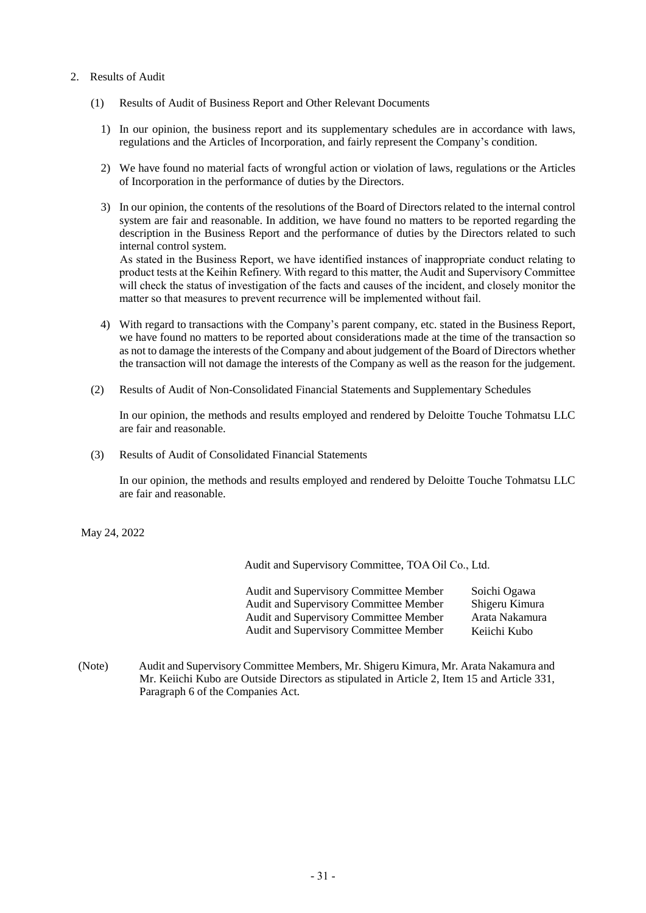2. Results of Audit

(1) Results of Audit of Business Report and Other Relevant Documents

1) In our opinion, the business report and its supplementary schedules are in accordance with laws, regulations and the Articles of Incorporation, and fairly represent the Company's condition.

2) We have found no material facts of wrongful action or violation of laws, regulations or the Articles of Incorporation in the performance of duties by the Directors.

3) In our opinion, the contents of the resolutions of the Board of Directors related to the internal control system are fair and reasonable. In addition, we have found no matters to be reported regarding the description in the Business Report and the performance of duties by the Directors related to such internal control system.
As stated in the Business Report, we have identified instances of inappropriate conduct relating to product tests at the Keihin Refinery. With regard to this matter, the Audit and Supervisory Committee will check the status of investigation of the facts and causes of the incident, and closely monitor the matter so that measures to prevent recurrence will be implemented without fail.

4) With regard to transactions with the Company's parent company, etc. stated in the Business Report, we have found no matters to be reported about considerations made at the time of the transaction so as not to damage the interests of the Company and about judgement of the Board of Directors whether the transaction will not damage the interests of the Company as well as the reason for the judgement.

(2) Results of Audit of Non-Consolidated Financial Statements and Supplementary Schedules

In our opinion, the methods and results employed and rendered by Deloitte Touche Tohmatsu LLC are fair and reasonable.

(3) Results of Audit of Consolidated Financial Statements

In our opinion, the methods and results employed and rendered by Deloitte Touche Tohmatsu LLC are fair and reasonable.

May 24, 2022

Audit and Supervisory Committee, TOA Oil Co., Ltd.

Audit and Supervisory Committee Member Soichi Ogawa
Audit and Supervisory Committee Member Shigeru Kimura
Audit and Supervisory Committee Member Arata Nakamura
Audit and Supervisory Committee Member Keiichi Kubo

(Note) Audit and Supervisory Committee Members, Mr. Shigeru Kimura, Mr. Arata Nakamura and Mr. Keiichi Kubo are Outside Directors as stipulated in Article 2, Item 15 and Article 331, Paragraph 6 of the Companies Act.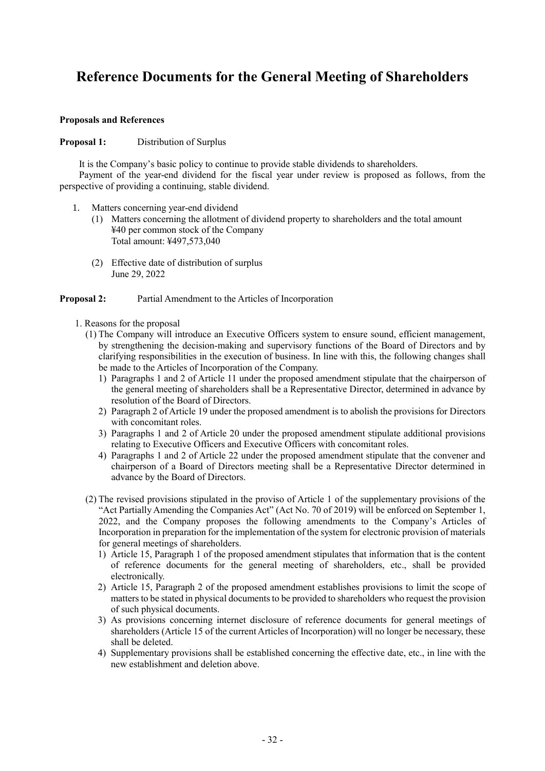# Reference Documents for the General Meeting of Shareholders

**Proposals and References**

**Proposal 1:** Distribution of Surplus

It is the Company's basic policy to continue to provide stable dividends to shareholders.

Payment of the year-end dividend for the fiscal year under review is proposed as follows, from the perspective of providing a continuing, stable dividend.

1. Matters concerning year-end dividend
   (1) Matters concerning the allotment of dividend property to shareholders and the total amount
       ¥40 per common stock of the Company
       Total amount: ¥497,573,040

   (2) Effective date of distribution of surplus
       June 29, 2022

**Proposal 2:** Partial Amendment to the Articles of Incorporation

1. Reasons for the proposal
   (1) The Company will introduce an Executive Officers system to ensure sound, efficient management, by strengthening the decision-making and supervisory functions of the Board of Directors and by clarifying responsibilities in the execution of business. In line with this, the following changes shall be made to the Articles of Incorporation of the Company.
      1) Paragraphs 1 and 2 of Article 11 under the proposed amendment stipulate that the chairperson of the general meeting of shareholders shall be a Representative Director, determined in advance by resolution of the Board of Directors.
      2) Paragraph 2 of Article 19 under the proposed amendment is to abolish the provisions for Directors with concomitant roles.
      3) Paragraphs 1 and 2 of Article 20 under the proposed amendment stipulate additional provisions relating to Executive Officers and Executive Officers with concomitant roles.
      4) Paragraphs 1 and 2 of Article 22 under the proposed amendment stipulate that the convener and chairperson of a Board of Directors meeting shall be a Representative Director determined in advance by the Board of Directors.

   (2) The revised provisions stipulated in the proviso of Article 1 of the supplementary provisions of the "Act Partially Amending the Companies Act" (Act No. 70 of 2019) will be enforced on September 1, 2022, and the Company proposes the following amendments to the Company's Articles of Incorporation in preparation for the implementation of the system for electronic provision of materials for general meetings of shareholders.
      1) Article 15, Paragraph 1 of the proposed amendment stipulates that information that is the content of reference documents for the general meeting of shareholders, etc., shall be provided electronically.
      2) Article 15, Paragraph 2 of the proposed amendment establishes provisions to limit the scope of matters to be stated in physical documents to be provided to shareholders who request the provision of such physical documents.
      3) As provisions concerning internet disclosure of reference documents for general meetings of shareholders (Article 15 of the current Articles of Incorporation) will no longer be necessary, these shall be deleted.
      4) Supplementary provisions shall be established concerning the effective date, etc., in line with the new establishment and deletion above.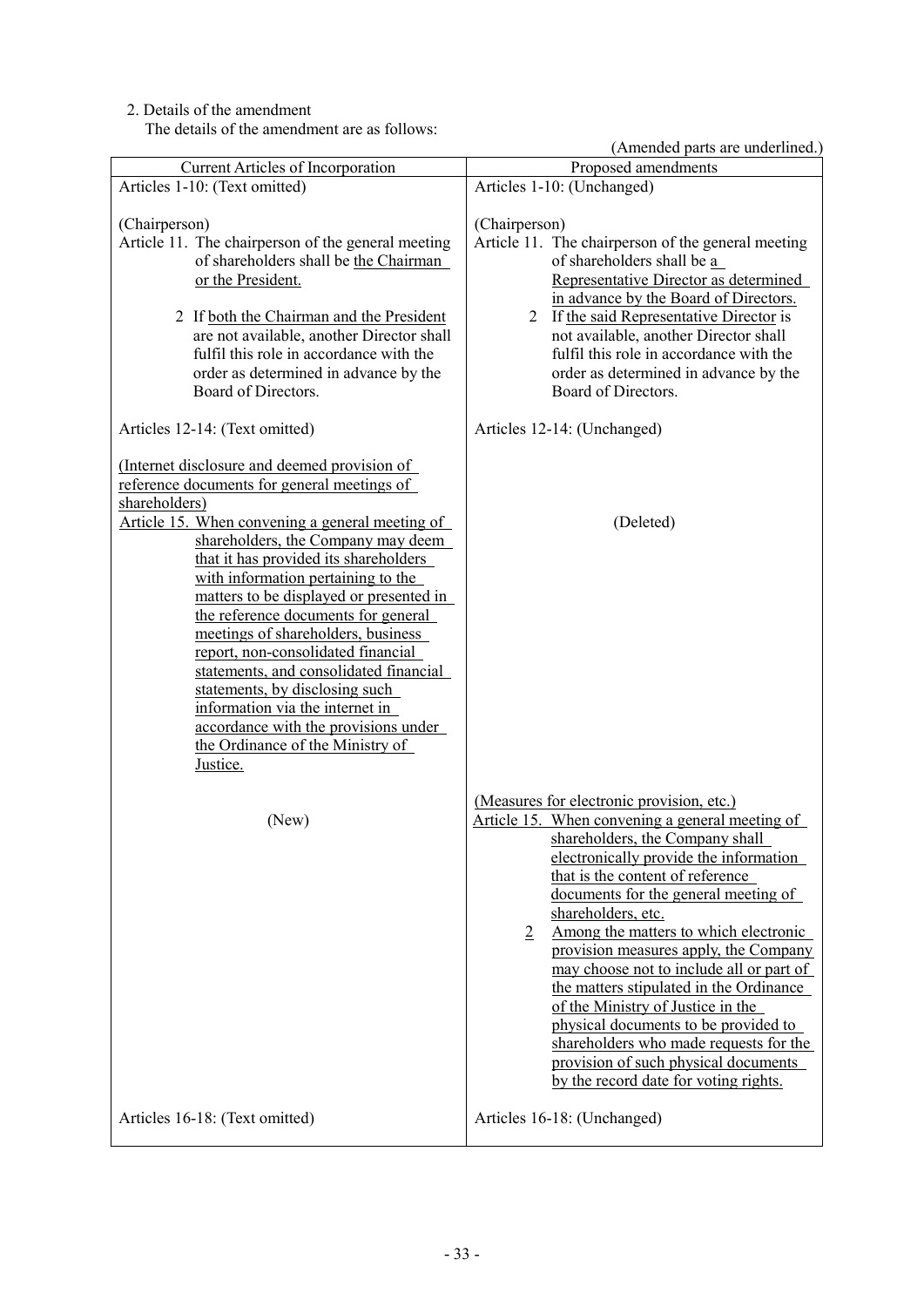2. Details of the amendment

The details of the amendment are as follows:

(Amended parts are underlined.)

| Current Articles of Incorporation | Proposed amendments |
| --- | --- |
| Articles 1-10: (Text omitted) | Articles 1-10: (Unchanged) |
| (Chairperson)<br>Article 11. The chairperson of the general meeting of shareholders shall be the Chairman or the President.<br>2 If both the Chairman and the President are not available, another Director shall fulfil this role in accordance with the order as determined in advance by the Board of Directors. | (Chairperson)<br>Article 11. The chairperson of the general meeting of shareholders shall be a Representative Director as determined in advance by the Board of Directors.<br>2 If the said Representative Director is not available, another Director shall fulfil this role in accordance with the order as determined in advance by the Board of Directors. |
| Articles 12-14: (Text omitted) | Articles 12-14: (Unchanged) |
| (Internet disclosure and deemed provision of reference documents for general meetings of shareholders)<br>Article 15. When convening a general meeting of shareholders, the Company may deem that it has provided its shareholders with information pertaining to the matters to be displayed or presented in the reference documents for general meetings of shareholders, business report, non-consolidated financial statements, and consolidated financial statements, by disclosing such information via the internet in accordance with the provisions under the Ordinance of the Ministry of Justice. | (Deleted) |
| (New) | (Measures for electronic provision, etc.)<br>Article 15. When convening a general meeting of shareholders, the Company shall electronically provide the information that is the content of reference documents for the general meeting of shareholders, etc.<br>2 Among the matters to which electronic provision measures apply, the Company may choose not to include all or part of the matters stipulated in the Ordinance of the Ministry of Justice in the physical documents to be provided to shareholders who made requests for the provision of such physical documents by the record date for voting rights. |
| Articles 16-18: (Text omitted) | Articles 16-18: (Unchanged) |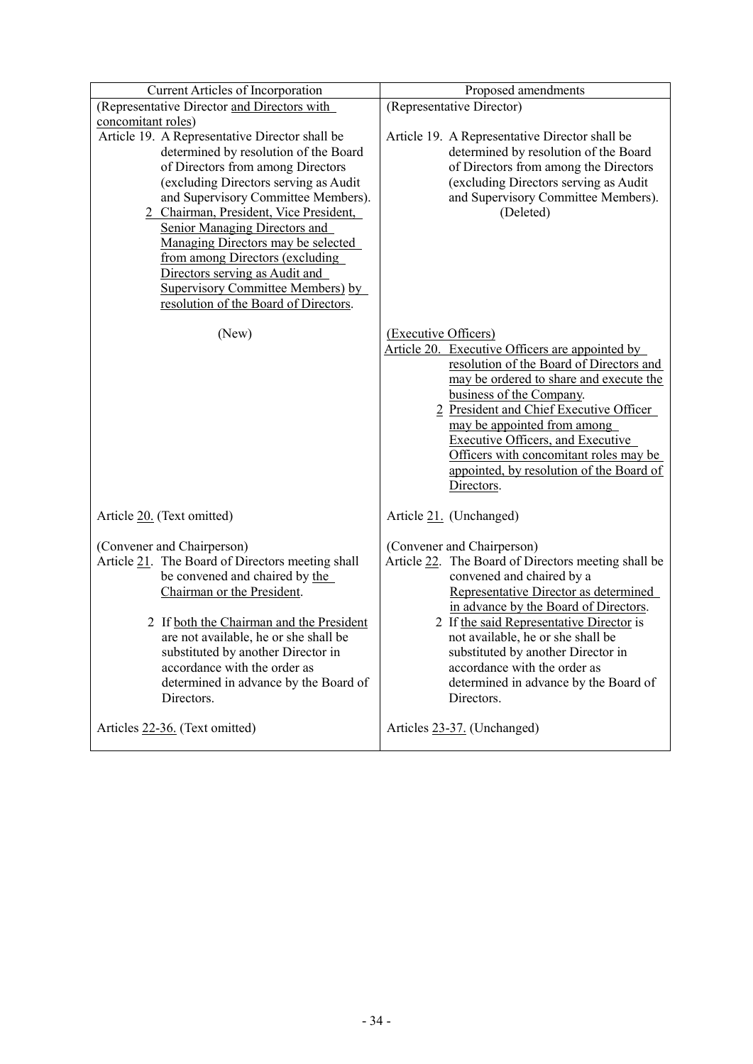| Current Articles of Incorporation | Proposed amendments |
|---|---|
| (Representative Director and Directors with concomitant roles)<br>Article 19. A Representative Director shall be determined by resolution of the Board of Directors from among Directors (excluding Directors serving as Audit and Supervisory Committee Members).<br>2 Chairman, President, Vice President, Senior Managing Directors and Managing Directors may be selected from among Directors (excluding Directors serving as Audit and Supervisory Committee Members) by resolution of the Board of Directors. | (Representative Director)<br>Article 19. A Representative Director shall be determined by resolution of the Board of Directors from among the Directors (excluding Directors serving as Audit and Supervisory Committee Members).<br>(Deleted) |
| (New) | (Executive Officers)<br>Article 20. Executive Officers are appointed by resolution of the Board of Directors and may be ordered to share and execute the business of the Company.<br>2 President and Chief Executive Officer may be appointed from among Executive Officers, and Executive Officers with concomitant roles may be appointed, by resolution of the Board of Directors. |
| Article 20. (Text omitted) | Article 21. (Unchanged) |
| (Convener and Chairperson)<br>Article 21. The Board of Directors meeting shall be convened and chaired by the Chairman or the President.<br>2 If both the Chairman and the President are not available, he or she shall be substituted by another Director in accordance with the order as determined in advance by the Board of Directors. | (Convener and Chairperson)<br>Article 22. The Board of Directors meeting shall be convened and chaired by a Representative Director as determined in advance by the Board of Directors.<br>2 If the said Representative Director is not available, he or she shall be substituted by another Director in accordance with the order as determined in advance by the Board of Directors. |
| Articles 22-36. (Text omitted) | Articles 23-37. (Unchanged) |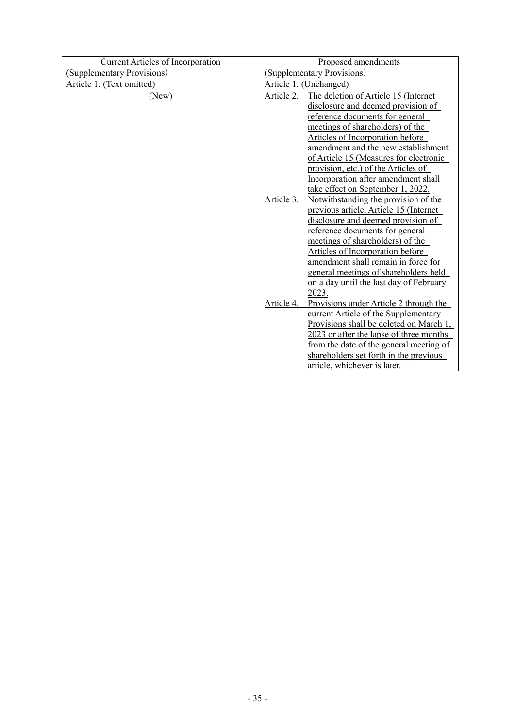| Current Articles of Incorporation | Proposed amendments |
|---|---|
| (Supplementary Provisions) | (Supplementary Provisions) |
| Article 1. (Text omitted) | Article 1. (Unchanged) |
| (New) | Article 2. The deletion of Article 15 (Internet disclosure and deemed provision of reference documents for general meetings of shareholders) of the Articles of Incorporation before amendment and the new establishment of Article 15 (Measures for electronic provision, etc.) of the Articles of Incorporation after amendment shall take effect on September 1, 2022.<br>Article 3. Notwithstanding the provision of the previous article, Article 15 (Internet disclosure and deemed provision of reference documents for general meetings of shareholders) of the Articles of Incorporation before amendment shall remain in force for general meetings of shareholders held on a day until the last day of February 2023.<br>Article 4. Provisions under Article 2 through the current Article of the Supplementary Provisions shall be deleted on March 1, 2023 or after the lapse of three months from the date of the general meeting of shareholders set forth in the previous article, whichever is later. |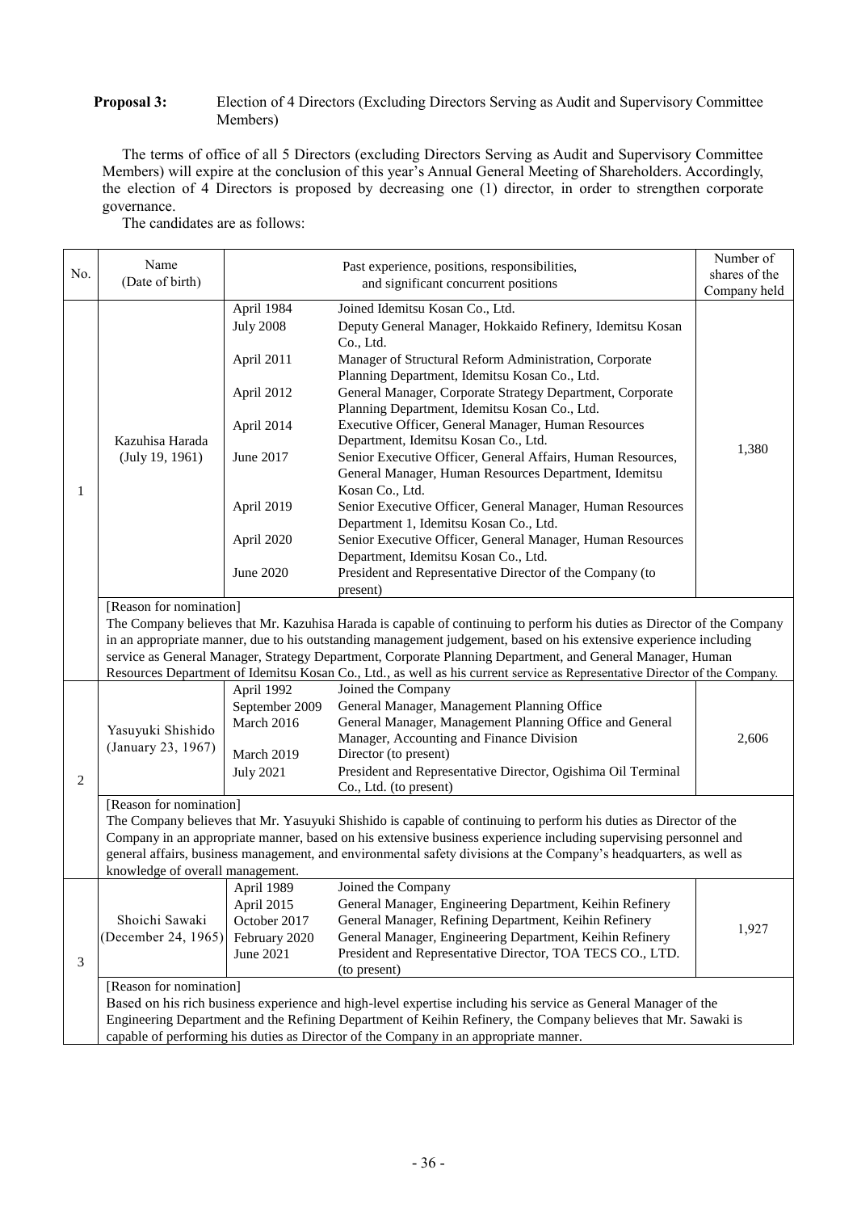**Proposal 3:** Election of 4 Directors (Excluding Directors Serving as Audit and Supervisory Committee Members)

The terms of office of all 5 Directors (excluding Directors Serving as Audit and Supervisory Committee Members) will expire at the conclusion of this year's Annual General Meeting of Shareholders. Accordingly, the election of 4 Directors is proposed by decreasing one (1) director, in order to strengthen corporate governance.

The candidates are as follows:

| No. | Name (Date of birth) | Past experience, positions, responsibilities, and significant concurrent positions | | Number of shares of the Company held |
|---|---|---|---|---|
| 1 | Kazuhisa Harada (July 19, 1961) | April 1984 | Joined Idemitsu Kosan Co., Ltd. | 1,380 |
| | | July 2008 | Deputy General Manager, Hokkaido Refinery, Idemitsu Kosan Co., Ltd. | |
| | | April 2011 | Manager of Structural Reform Administration, Corporate Planning Department, Idemitsu Kosan Co., Ltd. | |
| | | April 2012 | General Manager, Corporate Strategy Department, Corporate Planning Department, Idemitsu Kosan Co., Ltd. | |
| | | April 2014 | Executive Officer, General Manager, Human Resources Department, Idemitsu Kosan Co., Ltd. | |
| | | June 2017 | Senior Executive Officer, General Affairs, Human Resources, General Manager, Human Resources Department, Idemitsu Kosan Co., Ltd. | |
| | | April 2019 | Senior Executive Officer, General Manager, Human Resources Department 1, Idemitsu Kosan Co., Ltd. | |
| | | April 2020 | Senior Executive Officer, General Manager, Human Resources Department, Idemitsu Kosan Co., Ltd. | |
| | | June 2020 | President and Representative Director of the Company (to present) | |
| | [Reason for nomination] The Company believes that Mr. Kazuhisa Harada is capable of continuing to perform his duties as Director of the Company in an appropriate manner, due to his outstanding management judgement, based on his extensive experience including service as General Manager, Strategy Department, Corporate Planning Department, and General Manager, Human Resources Department of Idemitsu Kosan Co., Ltd., as well as his current service as Representative Director of the Company. | | | |
| 2 | Yasuyuki Shishido (January 23, 1967) | April 1992 | Joined the Company | 2,606 |
| | | September 2009 | General Manager, Management Planning Office | |
| | | March 2016 | General Manager, Management Planning Office and General Manager, Accounting and Finance Division | |
| | | March 2019 | Director (to present) | |
| | | July 2021 | President and Representative Director, Ogishima Oil Terminal Co., Ltd. (to present) | |
| | [Reason for nomination] The Company believes that Mr. Yasuyuki Shishido is capable of continuing to perform his duties as Director of the Company in an appropriate manner, based on his extensive business experience including supervising personnel and general affairs, business management, and environmental safety divisions at the Company's headquarters, as well as knowledge of overall management. | | | |
| 3 | Shoichi Sawaki (December 24, 1965) | April 1989 | Joined the Company | 1,927 |
| | | April 2015 | General Manager, Engineering Department, Keihin Refinery | |
| | | October 2017 | General Manager, Refining Department, Keihin Refinery | |
| | | February 2020 | General Manager, Engineering Department, Keihin Refinery | |
| | | June 2021 | President and Representative Director, TOA TECS CO., LTD. (to present) | |
| | [Reason for nomination] Based on his rich business experience and high-level expertise including his service as General Manager of the Engineering Department and the Refining Department of Keihin Refinery, the Company believes that Mr. Sawaki is capable of performing his duties as Director of the Company in an appropriate manner. | | | |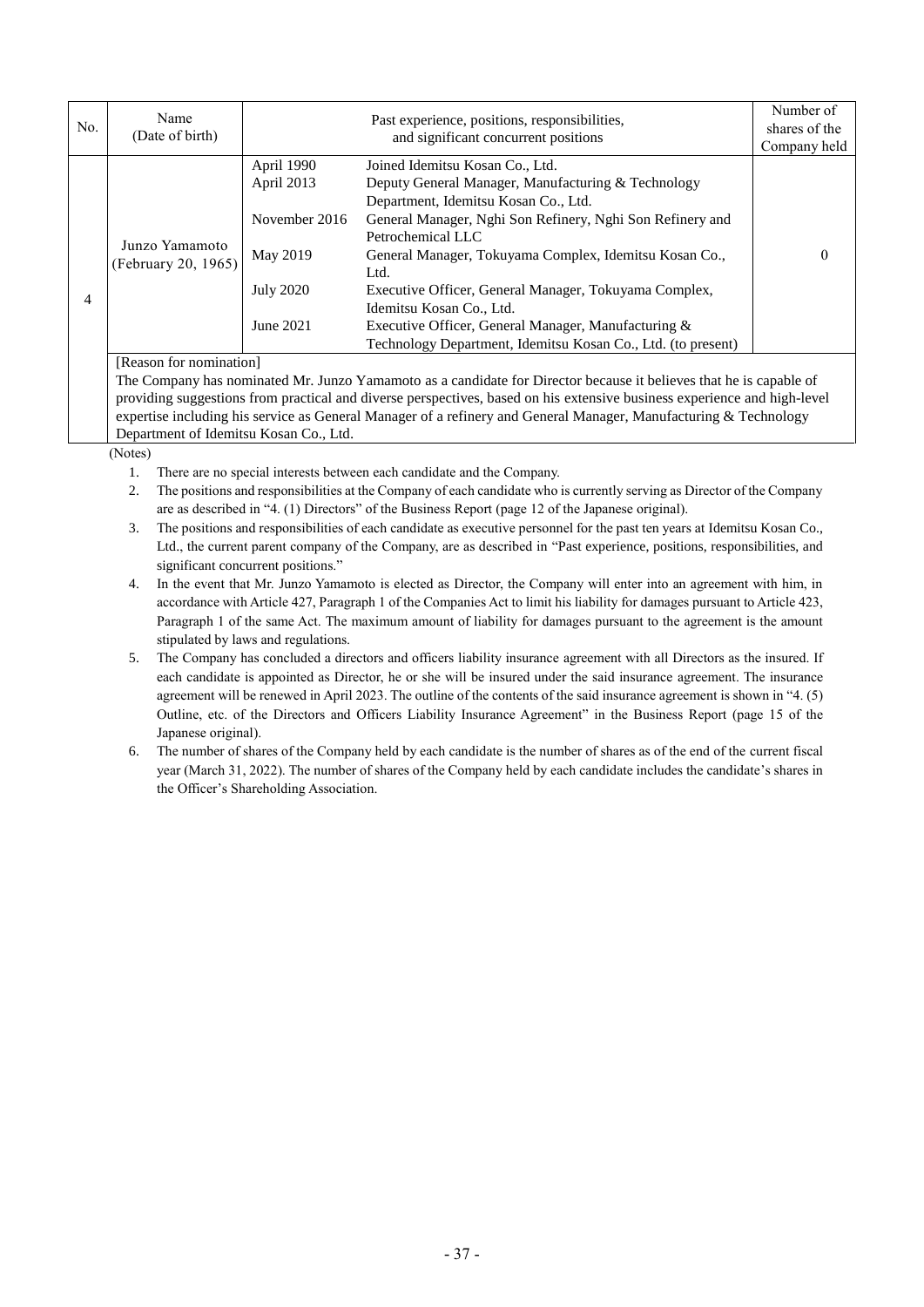| No. | Name (Date of birth) | Past experience, positions, responsibilities, and significant concurrent positions | | Number of shares of the Company held |
|---|---|---|---|---|
| 4 | Junzo Yamamoto (February 20, 1965) | April 1990 | Joined Idemitsu Kosan Co., Ltd. | 0 |
| | | April 2013 | Deputy General Manager, Manufacturing & Technology Department, Idemitsu Kosan Co., Ltd. | |
| | | November 2016 | General Manager, Nghi Son Refinery, Nghi Son Refinery and Petrochemical LLC | |
| | | May 2019 | General Manager, Tokuyama Complex, Idemitsu Kosan Co., Ltd. | |
| | | July 2020 | Executive Officer, General Manager, Tokuyama Complex, Idemitsu Kosan Co., Ltd. | |
| | | June 2021 | Executive Officer, General Manager, Manufacturing & Technology Department, Idemitsu Kosan Co., Ltd. (to present) | |
| | [Reason for nomination] The Company has nominated Mr. Junzo Yamamoto as a candidate for Director because it believes that he is capable of providing suggestions from practical and diverse perspectives, based on his extensive business experience and high-level expertise including his service as General Manager of a refinery and General Manager, Manufacturing & Technology Department of Idemitsu Kosan Co., Ltd. | | | |

(Notes)

1. There are no special interests between each candidate and the Company.
2. The positions and responsibilities at the Company of each candidate who is currently serving as Director of the Company are as described in "4. (1) Directors" of the Business Report (page 12 of the Japanese original).
3. The positions and responsibilities of each candidate as executive personnel for the past ten years at Idemitsu Kosan Co., Ltd., the current parent company of the Company, are as described in "Past experience, positions, responsibilities, and significant concurrent positions."
4. In the event that Mr. Junzo Yamamoto is elected as Director, the Company will enter into an agreement with him, in accordance with Article 427, Paragraph 1 of the Companies Act to limit his liability for damages pursuant to Article 423, Paragraph 1 of the same Act. The maximum amount of liability for damages pursuant to the agreement is the amount stipulated by laws and regulations.
5. The Company has concluded a directors and officers liability insurance agreement with all Directors as the insured. If each candidate is appointed as Director, he or she will be insured under the said insurance agreement. The insurance agreement will be renewed in April 2023. The outline of the contents of the said insurance agreement is shown in "4. (5) Outline, etc. of the Directors and Officers Liability Insurance Agreement" in the Business Report (page 15 of the Japanese original).
6. The number of shares of the Company held by each candidate is the number of shares as of the end of the current fiscal year (March 31, 2022). The number of shares of the Company held by each candidate includes the candidate's shares in the Officer's Shareholding Association.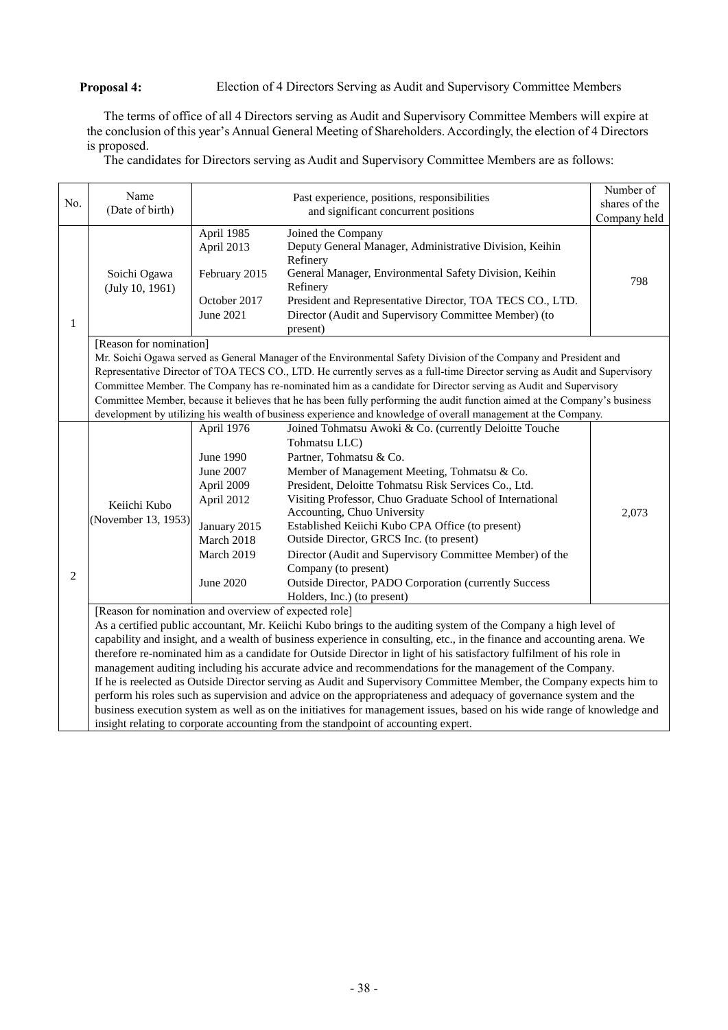**Proposal 4:** Election of 4 Directors Serving as Audit and Supervisory Committee Members

The terms of office of all 4 Directors serving as Audit and Supervisory Committee Members will expire at the conclusion of this year's Annual General Meeting of Shareholders. Accordingly, the election of 4 Directors is proposed.

The candidates for Directors serving as Audit and Supervisory Committee Members are as follows:

| No. | Name (Date of birth) | Past experience, positions, responsibilities and significant concurrent positions | | Number of shares of the Company held |
|---|---|---|---|---|
| 1 | Soichi Ogawa (July 10, 1961) | April 1985<br>April 2013<br><br>February 2015<br><br>October 2017<br>June 2021 | Joined the Company<br>Deputy General Manager, Administrative Division, Keihin Refinery<br>General Manager, Environmental Safety Division, Keihin Refinery<br>President and Representative Director, TOA TECS CO., LTD.<br>Director (Audit and Supervisory Committee Member) (to present) | 798 |
| | [Reason for nomination]<br>Mr. Soichi Ogawa served as General Manager of the Environmental Safety Division of the Company and President and Representative Director of TOA TECS CO., LTD. He currently serves as a full-time Director serving as Audit and Supervisory Committee Member. The Company has re-nominated him as a candidate for Director serving as Audit and Supervisory Committee Member, because it believes that he has been fully performing the audit function aimed at the Company's business development by utilizing his wealth of business experience and knowledge of overall management at the Company. | | | |
| 2 | Keiichi Kubo (November 13, 1953) | April 1976<br><br>June 1990<br>June 2007<br>April 2009<br>April 2012<br><br>January 2015<br>March 2018<br>March 2019<br><br>June 2020 | Joined Tohmatsu Awoki & Co. (currently Deloitte Touche Tohmatsu LLC)<br>Partner, Tohmatsu & Co.<br>Member of Management Meeting, Tohmatsu & Co.<br>President, Deloitte Tohmatsu Risk Services Co., Ltd.<br>Visiting Professor, Chuo Graduate School of International Accounting, Chuo University<br>Established Keiichi Kubo CPA Office (to present)<br>Outside Director, GRCS Inc. (to present)<br>Director (Audit and Supervisory Committee Member) of the Company (to present)<br>Outside Director, PADO Corporation (currently Success Holders, Inc.) (to present) | 2,073 |
| | [Reason for nomination and overview of expected role]<br>As a certified public accountant, Mr. Keiichi Kubo brings to the auditing system of the Company a high level of capability and insight, and a wealth of business experience in consulting, etc., in the finance and accounting arena. We therefore re-nominated him as a candidate for Outside Director in light of his satisfactory fulfilment of his role in management auditing including his accurate advice and recommendations for the management of the Company.<br>If he is reelected as Outside Director serving as Audit and Supervisory Committee Member, the Company expects him to perform his roles such as supervision and advice on the appropriateness and adequacy of governance system and the business execution system as well as on the initiatives for management issues, based on his wide range of knowledge and insight relating to corporate accounting from the standpoint of accounting expert. | | | |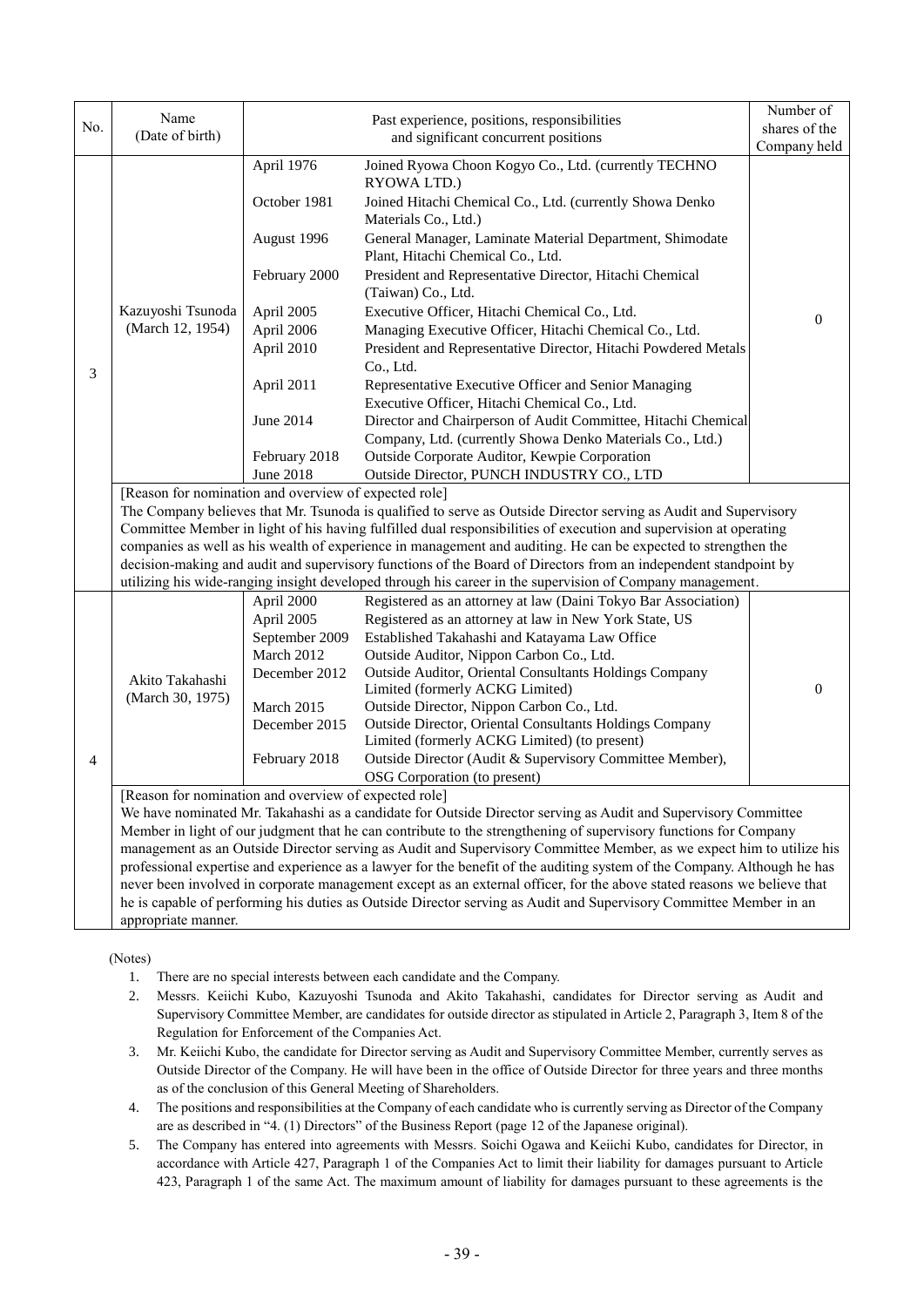| No. | Name (Date of birth) | Past experience, positions, responsibilities and significant concurrent positions | | Number of shares of the Company held |
|---|---|---|---|---|
| 3 | Kazuyoshi Tsunoda (March 12, 1954) | April 1976 | Joined Ryowa Choon Kogyo Co., Ltd. (currently TECHNO RYOWA LTD.) | 0 |
| | | October 1981 | Joined Hitachi Chemical Co., Ltd. (currently Showa Denko Materials Co., Ltd.) | |
| | | August 1996 | General Manager, Laminate Material Department, Shimodate Plant, Hitachi Chemical Co., Ltd. | |
| | | February 2000 | President and Representative Director, Hitachi Chemical (Taiwan) Co., Ltd. | |
| | | April 2005 | Executive Officer, Hitachi Chemical Co., Ltd. | |
| | | April 2006 | Managing Executive Officer, Hitachi Chemical Co., Ltd. | |
| | | April 2010 | President and Representative Director, Hitachi Powdered Metals Co., Ltd. | |
| | | April 2011 | Representative Executive Officer and Senior Managing Executive Officer, Hitachi Chemical Co., Ltd. | |
| | | June 2014 | Director and Chairperson of Audit Committee, Hitachi Chemical Company, Ltd. (currently Showa Denko Materials Co., Ltd.) | |
| | | February 2018 | Outside Corporate Auditor, Kewpie Corporation | |
| | | June 2018 | Outside Director, PUNCH INDUSTRY CO., LTD | |
| | [Reason for nomination and overview of expected role] The Company believes that Mr. Tsunoda is qualified to serve as Outside Director serving as Audit and Supervisory Committee Member in light of his having fulfilled dual responsibilities of execution and supervision at operating companies as well as his wealth of experience in management and auditing. He can be expected to strengthen the decision-making and audit and supervisory functions of the Board of Directors from an independent standpoint by utilizing his wide-ranging insight developed through his career in the supervision of Company management. | | | |
| 4 | Akito Takahashi (March 30, 1975) | April 2000 | Registered as an attorney at law (Daini Tokyo Bar Association) | 0 |
| | | April 2005 | Registered as an attorney at law in New York State, US | |
| | | September 2009 | Established Takahashi and Katayama Law Office | |
| | | March 2012 | Outside Auditor, Nippon Carbon Co., Ltd. | |
| | | December 2012 | Outside Auditor, Oriental Consultants Holdings Company Limited (formerly ACKG Limited) | |
| | | March 2015 | Outside Director, Nippon Carbon Co., Ltd. | |
| | | December 2015 | Outside Director, Oriental Consultants Holdings Company Limited (formerly ACKG Limited) (to present) | |
| | | February 2018 | Outside Director (Audit & Supervisory Committee Member), OSG Corporation (to present) | |
| | [Reason for nomination and overview of expected role] We have nominated Mr. Takahashi as a candidate for Outside Director serving as Audit and Supervisory Committee Member in light of our judgment that he can contribute to the strengthening of supervisory functions for Company management as an Outside Director serving as Audit and Supervisory Committee Member, as we expect him to utilize his professional expertise and experience as a lawyer for the benefit of the auditing system of the Company. Although he has never been involved in corporate management except as an external officer, for the above stated reasons we believe that he is capable of performing his duties as Outside Director serving as Audit and Supervisory Committee Member in an appropriate manner. | | | |

(Notes)

1. There are no special interests between each candidate and the Company.
2. Messrs. Keiichi Kubo, Kazuyoshi Tsunoda and Akito Takahashi, candidates for Director serving as Audit and Supervisory Committee Member, are candidates for outside director as stipulated in Article 2, Paragraph 3, Item 8 of the Regulation for Enforcement of the Companies Act.
3. Mr. Keiichi Kubo, the candidate for Director serving as Audit and Supervisory Committee Member, currently serves as Outside Director of the Company. He will have been in the office of Outside Director for three years and three months as of the conclusion of this General Meeting of Shareholders.
4. The positions and responsibilities at the Company of each candidate who is currently serving as Director of the Company are as described in "4. (1) Directors" of the Business Report (page 12 of the Japanese original).
5. The Company has entered into agreements with Messrs. Soichi Ogawa and Keiichi Kubo, candidates for Director, in accordance with Article 427, Paragraph 1 of the Companies Act to limit their liability for damages pursuant to Article 423, Paragraph 1 of the same Act. The maximum amount of liability for damages pursuant to these agreements is the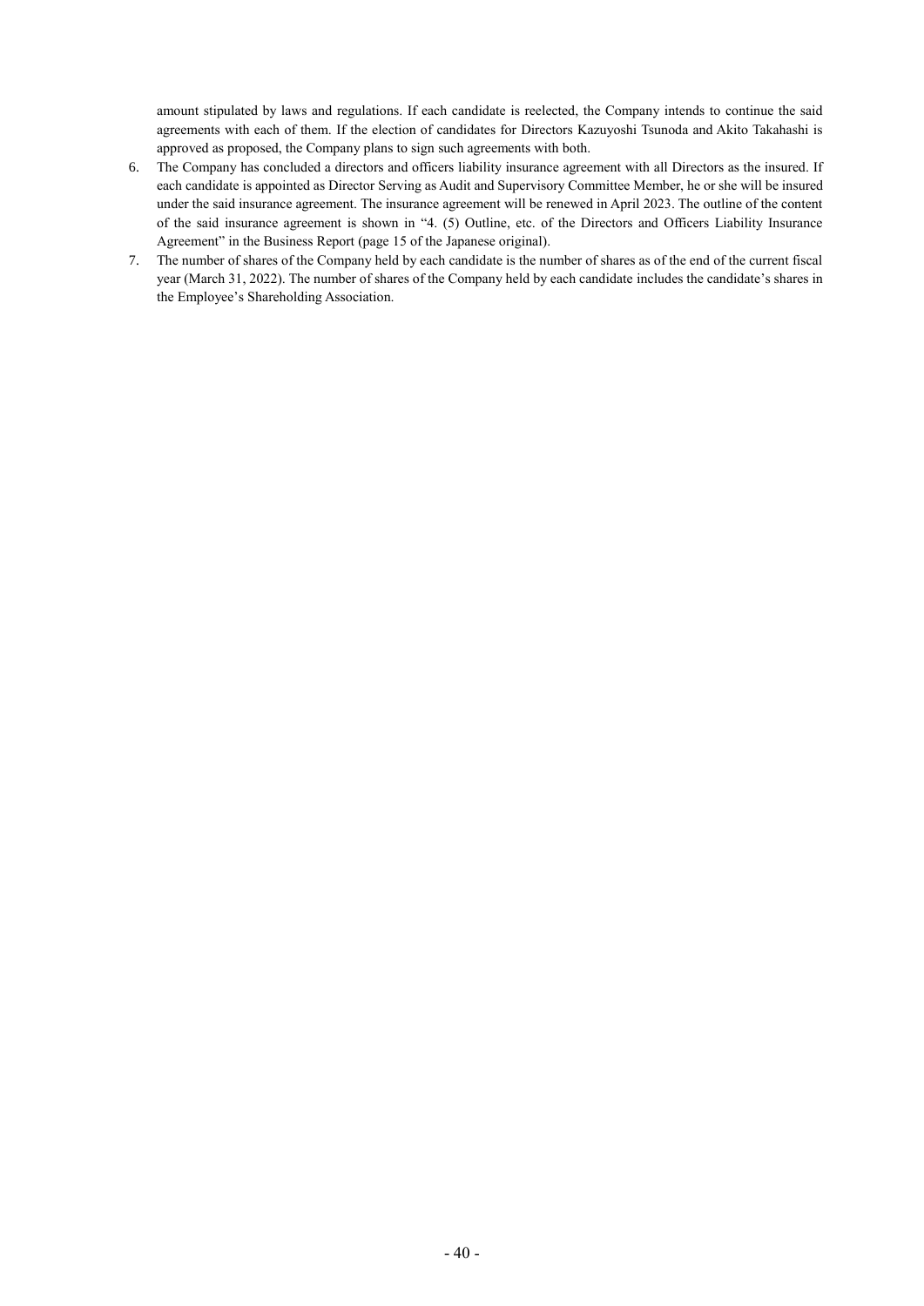amount stipulated by laws and regulations. If each candidate is reelected, the Company intends to continue the said agreements with each of them. If the election of candidates for Directors Kazuyoshi Tsunoda and Akito Takahashi is approved as proposed, the Company plans to sign such agreements with both.

6. The Company has concluded a directors and officers liability insurance agreement with all Directors as the insured. If each candidate is appointed as Director Serving as Audit and Supervisory Committee Member, he or she will be insured under the said insurance agreement. The insurance agreement will be renewed in April 2023. The outline of the content of the said insurance agreement is shown in "4. (5) Outline, etc. of the Directors and Officers Liability Insurance Agreement" in the Business Report (page 15 of the Japanese original).
7. The number of shares of the Company held by each candidate is the number of shares as of the end of the current fiscal year (March 31, 2022). The number of shares of the Company held by each candidate includes the candidate's shares in the Employee's Shareholding Association.